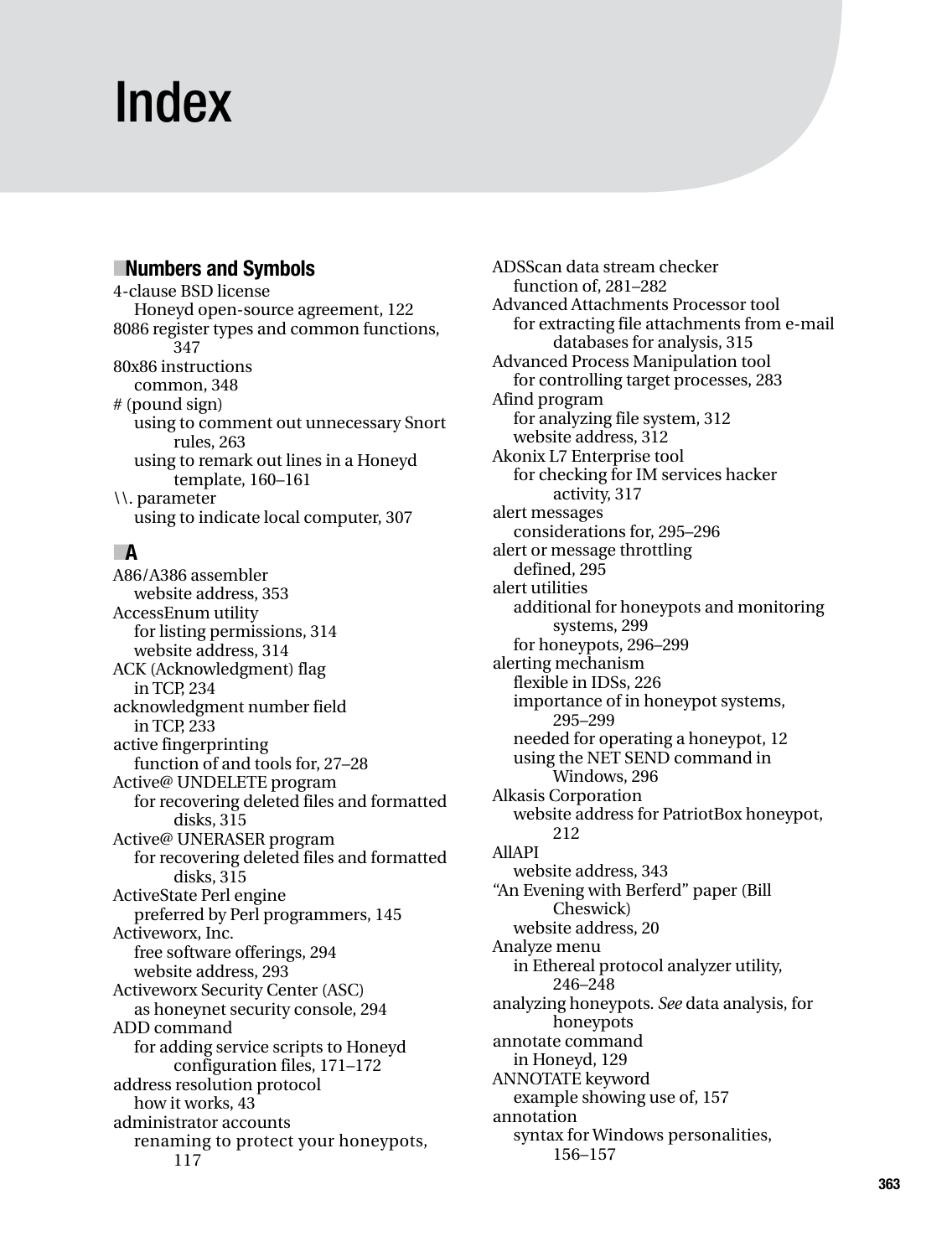# Index

## Numbers and Symbols

4-clause BSD license
  Honeyd open-source agreement, 122
8086 register types and common functions, 347
80x86 instructions
  common, 348
# (pound sign)
  using to comment out unnecessary Snort rules, 263
  using to remark out lines in a Honeyd template, 160–161
\\. parameter
  using to indicate local computer, 307

## A

A86/A386 assembler
  website address, 353
AccessEnum utility
  for listing permissions, 314
  website address, 314
ACK (Acknowledgment) flag
  in TCP, 234
acknowledgment number field
  in TCP, 233
active fingerprinting
  function of and tools for, 27–28
Active@ UNDELETE program
  for recovering deleted files and formatted disks, 315
Active@ UNERASER program
  for recovering deleted files and formatted disks, 315
ActiveState Perl engine
  preferred by Perl programmers, 145
Activeworx, Inc.
  free software offerings, 294
  website address, 293
Activeworx Security Center (ASC)
  as honeynet security console, 294
ADD command
  for adding service scripts to Honeyd configuration files, 171–172
address resolution protocol
  how it works, 43
administrator accounts
  renaming to protect your honeypots, 117
ADSScan data stream checker
  function of, 281–282
Advanced Attachments Processor tool
  for extracting file attachments from e-mail databases for analysis, 315
Advanced Process Manipulation tool
  for controlling target processes, 283
Afind program
  for analyzing file system, 312
  website address, 312
Akonix L7 Enterprise tool
  for checking for IM services hacker activity, 317
alert messages
  considerations for, 295–296
alert or message throttling
  defined, 295
alert utilities
  additional for honeypots and monitoring systems, 299
  for honeypots, 296–299
alerting mechanism
  flexible in IDSs, 226
  importance of in honeypot systems, 295–299
  needed for operating a honeypot, 12
  using the NET SEND command in Windows, 296
Alkasis Corporation
  website address for PatriotBox honeypot, 212
AllAPI
  website address, 343
"An Evening with Berferd" paper (Bill Cheswick)
  website address, 20
Analyze menu
  in Ethereal protocol analyzer utility, 246–248
analyzing honeypots. *See* data analysis, for honeypots
annotate command
  in Honeyd, 129
ANNOTATE keyword
  example showing use of, 157
annotation
  syntax for Windows personalities, 156–157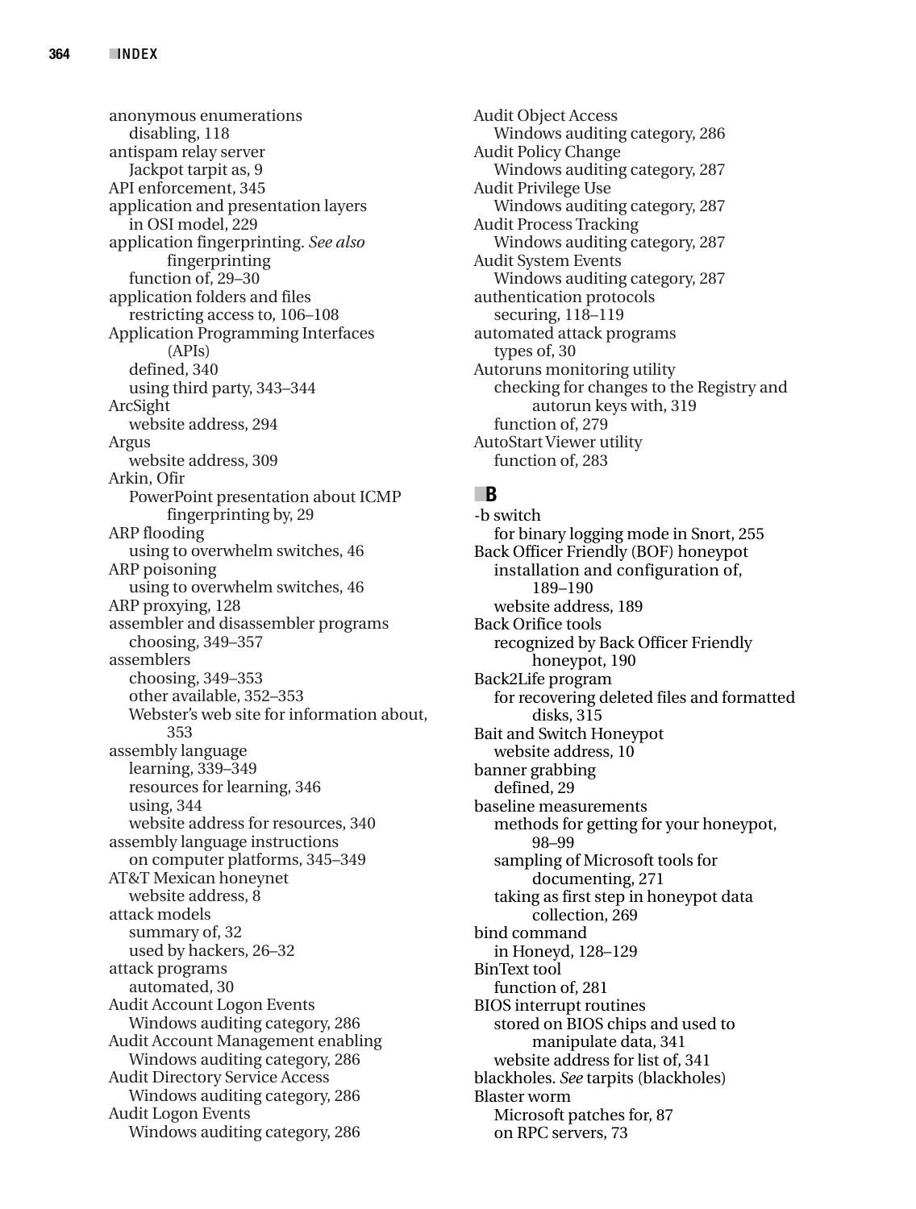anonymous enumerations
  disabling, 118
antispam relay server
  Jackpot tarpit as, 9
API enforcement, 345
application and presentation layers
  in OSI model, 229
application fingerprinting. *See also* fingerprinting
  function of, 29–30
application folders and files
  restricting access to, 106–108
Application Programming Interfaces (APIs)
  defined, 340
  using third party, 343–344
ArcSight
  website address, 294
Argus
  website address, 309
Arkin, Ofir
  PowerPoint presentation about ICMP fingerprinting by, 29
ARP flooding
  using to overwhelm switches, 46
ARP poisoning
  using to overwhelm switches, 46
ARP proxying, 128
assembler and disassembler programs
  choosing, 349–357
assemblers
  choosing, 349–353
  other available, 352–353
  Webster's web site for information about, 353
assembly language
  learning, 339–349
  resources for learning, 346
  using, 344
  website address for resources, 340
assembly language instructions
  on computer platforms, 345–349
AT&T Mexican honeynet
  website address, 8
attack models
  summary of, 32
  used by hackers, 26–32
attack programs
  automated, 30
Audit Account Logon Events
  Windows auditing category, 286
Audit Account Management enabling
  Windows auditing category, 286
Audit Directory Service Access
  Windows auditing category, 286
Audit Logon Events
  Windows auditing category, 286
Audit Object Access
  Windows auditing category, 286
Audit Policy Change
  Windows auditing category, 287
Audit Privilege Use
  Windows auditing category, 287
Audit Process Tracking
  Windows auditing category, 287
Audit System Events
  Windows auditing category, 287
authentication protocols
  securing, 118–119
automated attack programs
  types of, 30
Autoruns monitoring utility
  checking for changes to the Registry and autorun keys with, 319
  function of, 279
AutoStart Viewer utility
  function of, 283

## B

-b switch
  for binary logging mode in Snort, 255
Back Officer Friendly (BOF) honeypot
  installation and configuration of, 189–190
  website address, 189
Back Orifice tools
  recognized by Back Officer Friendly honeypot, 190
Back2Life program
  for recovering deleted files and formatted disks, 315
Bait and Switch Honeypot
  website address, 10
banner grabbing
  defined, 29
baseline measurements
  methods for getting for your honeypot, 98–99
  sampling of Microsoft tools for documenting, 271
  taking as first step in honeypot data collection, 269
bind command
  in Honeyd, 128–129
BinText tool
  function of, 281
BIOS interrupt routines
  stored on BIOS chips and used to manipulate data, 341
  website address for list of, 341
blackholes. *See* tarpits (blackholes)
Blaster worm
  Microsoft patches for, 87
  on RPC servers, 73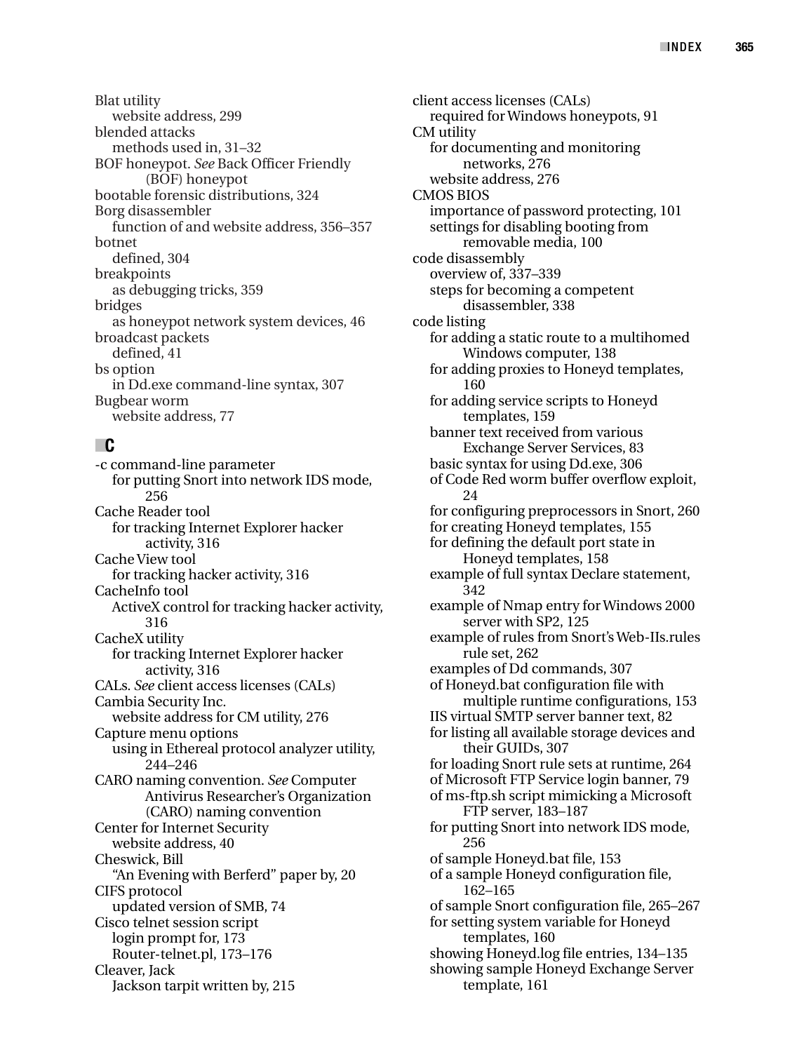Blat utility
  website address, 299
blended attacks
  methods used in, 31–32
BOF honeypot. *See* Back Officer Friendly (BOF) honeypot
bootable forensic distributions, 324
Borg disassembler
  function of and website address, 356–357
botnet
  defined, 304
breakpoints
  as debugging tricks, 359
bridges
  as honeypot network system devices, 46
broadcast packets
  defined, 41
bs option
  in Dd.exe command-line syntax, 307
Bugbear worm
  website address, 77

## C

-c command-line parameter
  for putting Snort into network IDS mode, 256
Cache Reader tool
  for tracking Internet Explorer hacker activity, 316
Cache View tool
  for tracking hacker activity, 316
CacheInfo tool
  ActiveX control for tracking hacker activity, 316
CacheX utility
  for tracking Internet Explorer hacker activity, 316
CALs. *See* client access licenses (CALs)
Cambia Security Inc.
  website address for CM utility, 276
Capture menu options
  using in Ethereal protocol analyzer utility, 244–246
CARO naming convention. *See* Computer Antivirus Researcher's Organization (CARO) naming convention
Center for Internet Security
  website address, 40
Cheswick, Bill
  "An Evening with Berferd" paper by, 20
CIFS protocol
  updated version of SMB, 74
Cisco telnet session script
  login prompt for, 173
  Router-telnet.pl, 173–176
Cleaver, Jack
  Jackson tarpit written by, 215
client access licenses (CALs)
  required for Windows honeypots, 91
CM utility
  for documenting and monitoring networks, 276
  website address, 276
CMOS BIOS
  importance of password protecting, 101
  settings for disabling booting from removable media, 100
code disassembly
  overview of, 337–339
  steps for becoming a competent disassembler, 338
code listing
  for adding a static route to a multihomed Windows computer, 138
  for adding proxies to Honeyd templates, 160
  for adding service scripts to Honeyd templates, 159
  banner text received from various Exchange Server Services, 83
  basic syntax for using Dd.exe, 306
  of Code Red worm buffer overflow exploit, 24
  for configuring preprocessors in Snort, 260
  for creating Honeyd templates, 155
  for defining the default port state in Honeyd templates, 158
  example of full syntax Declare statement, 342
  example of Nmap entry for Windows 2000 server with SP2, 125
  example of rules from Snort's Web-IIs.rules rule set, 262
  examples of Dd commands, 307
  of Honeyd.bat configuration file with multiple runtime configurations, 153
  IIS virtual SMTP server banner text, 82
  for listing all available storage devices and their GUIDs, 307
  for loading Snort rule sets at runtime, 264
  of Microsoft FTP Service login banner, 79
  of ms-ftp.sh script mimicking a Microsoft FTP server, 183–187
  for putting Snort into network IDS mode, 256
  of sample Honeyd.bat file, 153
  of a sample Honeyd configuration file, 162–165
  of sample Snort configuration file, 265–267
  for setting system variable for Honeyd templates, 160
  showing Honeyd.log file entries, 134–135
  showing sample Honeyd Exchange Server template, 161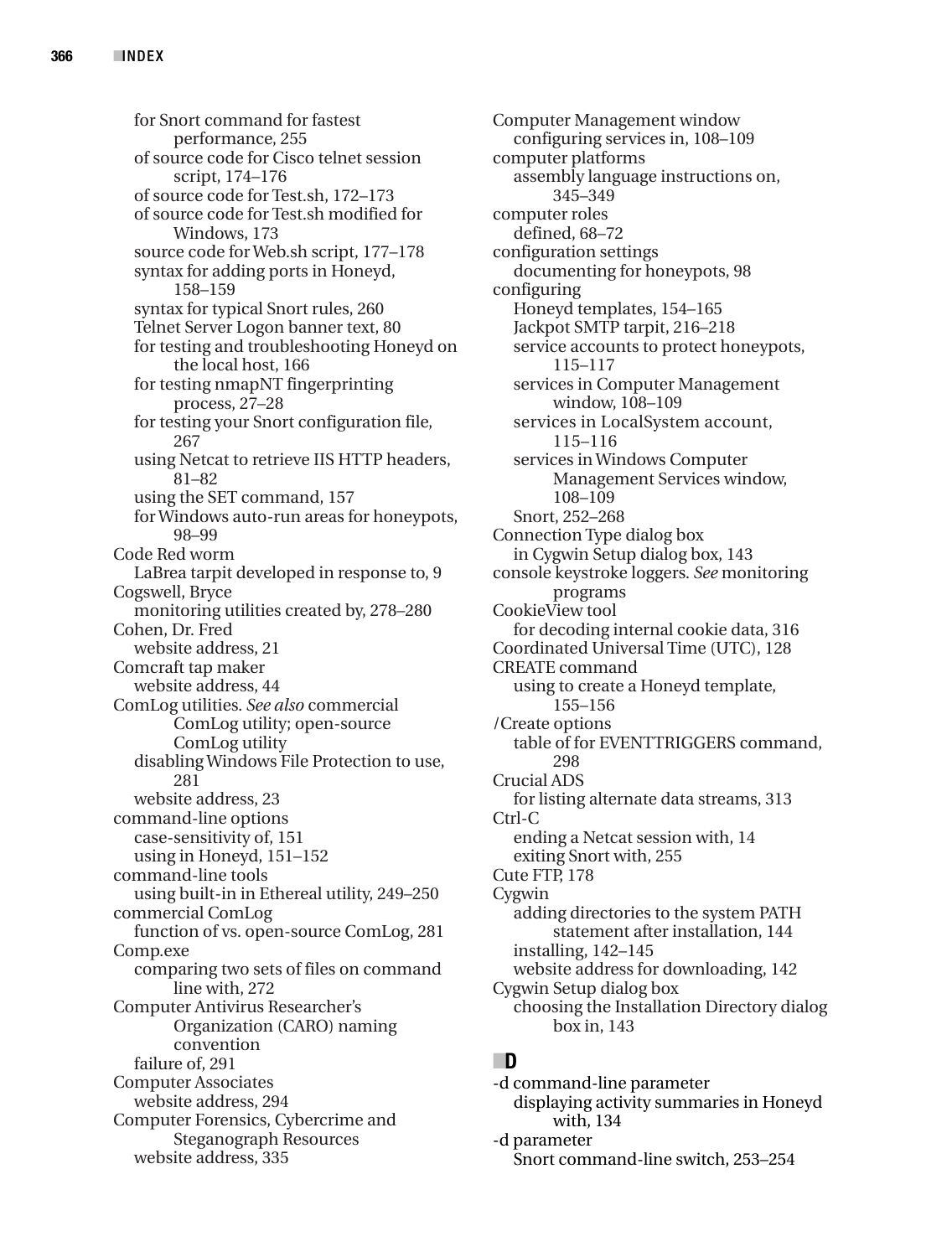for Snort command for fastest performance, 255
of source code for Cisco telnet session script, 174–176
of source code for Test.sh, 172–173
of source code for Test.sh modified for Windows, 173
source code for Web.sh script, 177–178
syntax for adding ports in Honeyd, 158–159
syntax for typical Snort rules, 260
Telnet Server Logon banner text, 80
for testing and troubleshooting Honeyd on the local host, 166
for testing nmapNT fingerprinting process, 27–28
for testing your Snort configuration file, 267
using Netcat to retrieve IIS HTTP headers, 81–82
using the SET command, 157
for Windows auto-run areas for honeypots, 98–99

Code Red worm
- LaBrea tarpit developed in response to, 9

Cogswell, Bryce
- monitoring utilities created by, 278–280

Cohen, Dr. Fred
- website address, 21

Comcraft tap maker
- website address, 44

ComLog utilities. *See also* commercial ComLog utility; open-source ComLog utility
- disabling Windows File Protection to use, 281
- website address, 23

command-line options
- case-sensitivity of, 151
- using in Honeyd, 151–152

command-line tools
- using built-in in Ethereal utility, 249–250

commercial ComLog
- function of vs. open-source ComLog, 281

Comp.exe
- comparing two sets of files on command line with, 272

Computer Antivirus Researcher's Organization (CARO) naming convention
- failure of, 291

Computer Associates
- website address, 294

Computer Forensics, Cybercrime and Steganograph Resources
- website address, 335

Computer Management window
- configuring services in, 108–109

computer platforms
- assembly language instructions on, 345–349

computer roles
- defined, 68–72

configuration settings
- documenting for honeypots, 98

configuring
- Honeyd templates, 154–165
- Jackpot SMTP tarpit, 216–218
- service accounts to protect honeypots, 115–117
- services in Computer Management window, 108–109
- services in LocalSystem account, 115–116
- services in Windows Computer Management Services window, 108–109
- Snort, 252–268

Connection Type dialog box
- in Cygwin Setup dialog box, 143

console keystroke loggers. *See* monitoring programs

CookieView tool
- for decoding internal cookie data, 316

Coordinated Universal Time (UTC), 128

CREATE command
- using to create a Honeyd template, 155–156

/Create options
- table of for EVENTTRIGGERS command, 298

Crucial ADS
- for listing alternate data streams, 313

Ctrl-C
- ending a Netcat session with, 14
- exiting Snort with, 255

Cute FTP, 178

Cygwin
- adding directories to the system PATH statement after installation, 144
- installing, 142–145
- website address for downloading, 142

Cygwin Setup dialog box
- choosing the Installation Directory dialog box in, 143

## D

-d command-line parameter
- displaying activity summaries in Honeyd with, 134

-d parameter
- Snort command-line switch, 253–254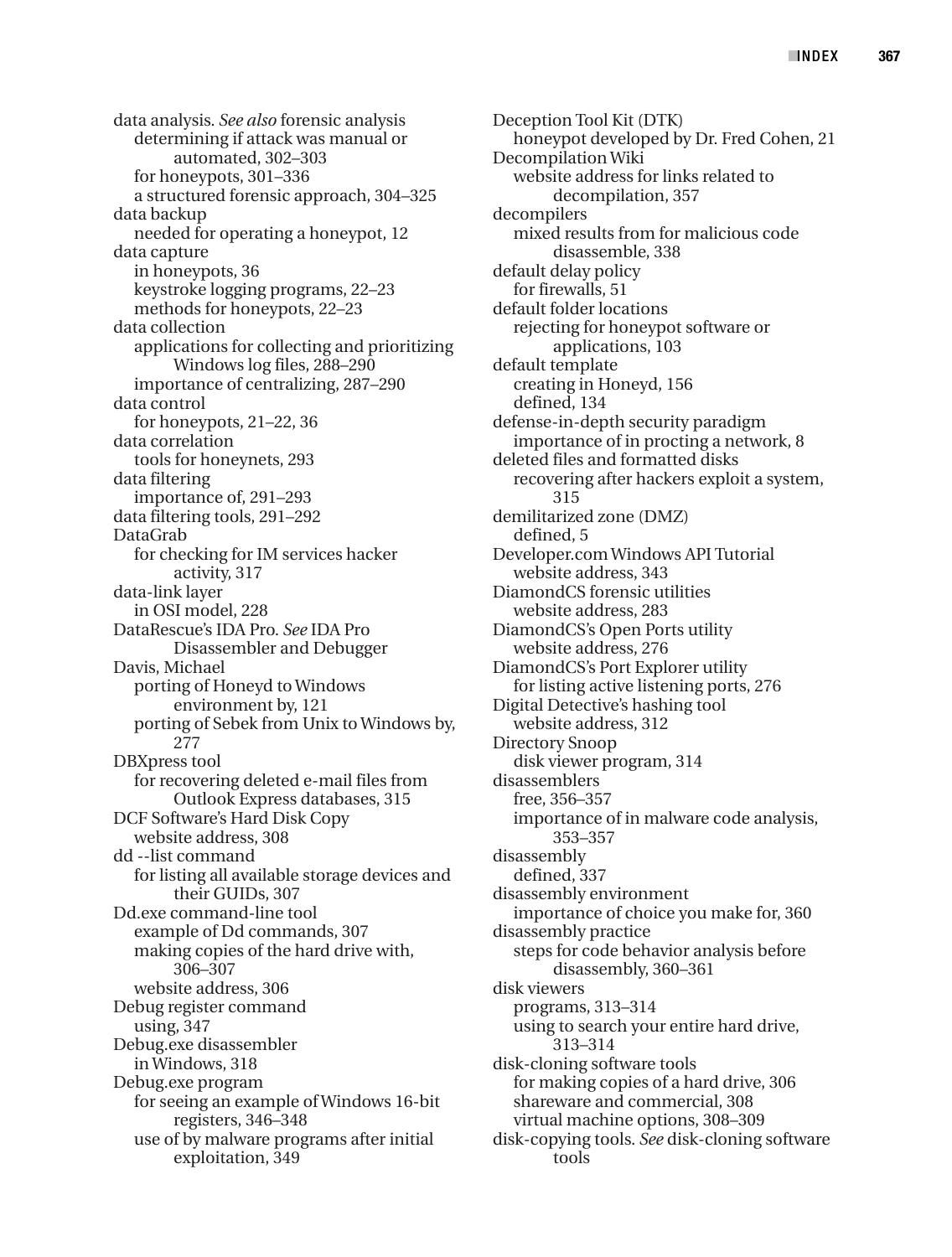data analysis. *See also* forensic analysis
- determining if attack was manual or automated, 302–303
- for honeypots, 301–336
- a structured forensic approach, 304–325

data backup
- needed for operating a honeypot, 12

data capture
- in honeypots, 36
- keystroke logging programs, 22–23
- methods for honeypots, 22–23

data collection
- applications for collecting and prioritizing Windows log files, 288–290
- importance of centralizing, 287–290

data control
- for honeypots, 21–22, 36

data correlation
- tools for honeynets, 293

data filtering
- importance of, 291–293

data filtering tools, 291–292

DataGrab
- for checking for IM services hacker activity, 317

data-link layer
- in OSI model, 228

DataRescue's IDA Pro. *See* IDA Pro Disassembler and Debugger

Davis, Michael
- porting of Honeyd to Windows environment by, 121
- porting of Sebek from Unix to Windows by, 277

DBXpress tool
- for recovering deleted e-mail files from Outlook Express databases, 315

DCF Software's Hard Disk Copy
- website address, 308

dd --list command
- for listing all available storage devices and their GUIDs, 307

Dd.exe command-line tool
- example of Dd commands, 307
- making copies of the hard drive with, 306–307
- website address, 306

Debug register command
- using, 347

Debug.exe disassembler
- in Windows, 318

Debug.exe program
- for seeing an example of Windows 16-bit registers, 346–348
- use of by malware programs after initial exploitation, 349

Deception Tool Kit (DTK)
- honeypot developed by Dr. Fred Cohen, 21

Decompilation Wiki
- website address for links related to decompilation, 357

decompilers
- mixed results from for malicious code disassemble, 338

default delay policy
- for firewalls, 51

default folder locations
- rejecting for honeypot software or applications, 103

default template
- creating in Honeyd, 156
- defined, 134

defense-in-depth security paradigm
- importance of in procting a network, 8

deleted files and formatted disks
- recovering after hackers exploit a system, 315

demilitarized zone (DMZ)
- defined, 5

Developer.com Windows API Tutorial
- website address, 343

DiamondCS forensic utilities
- website address, 283

DiamondCS's Open Ports utility
- website address, 276

DiamondCS's Port Explorer utility
- for listing active listening ports, 276

Digital Detective's hashing tool
- website address, 312

Directory Snoop
- disk viewer program, 314

disassemblers
- free, 356–357
- importance of in malware code analysis, 353–357

disassembly
- defined, 337

disassembly environment
- importance of choice you make for, 360

disassembly practice
- steps for code behavior analysis before disassembly, 360–361

disk viewers
- programs, 313–314
- using to search your entire hard drive, 313–314

disk-cloning software tools
- for making copies of a hard drive, 306
- shareware and commercial, 308
- virtual machine options, 308–309

disk-copying tools. *See* disk-cloning software tools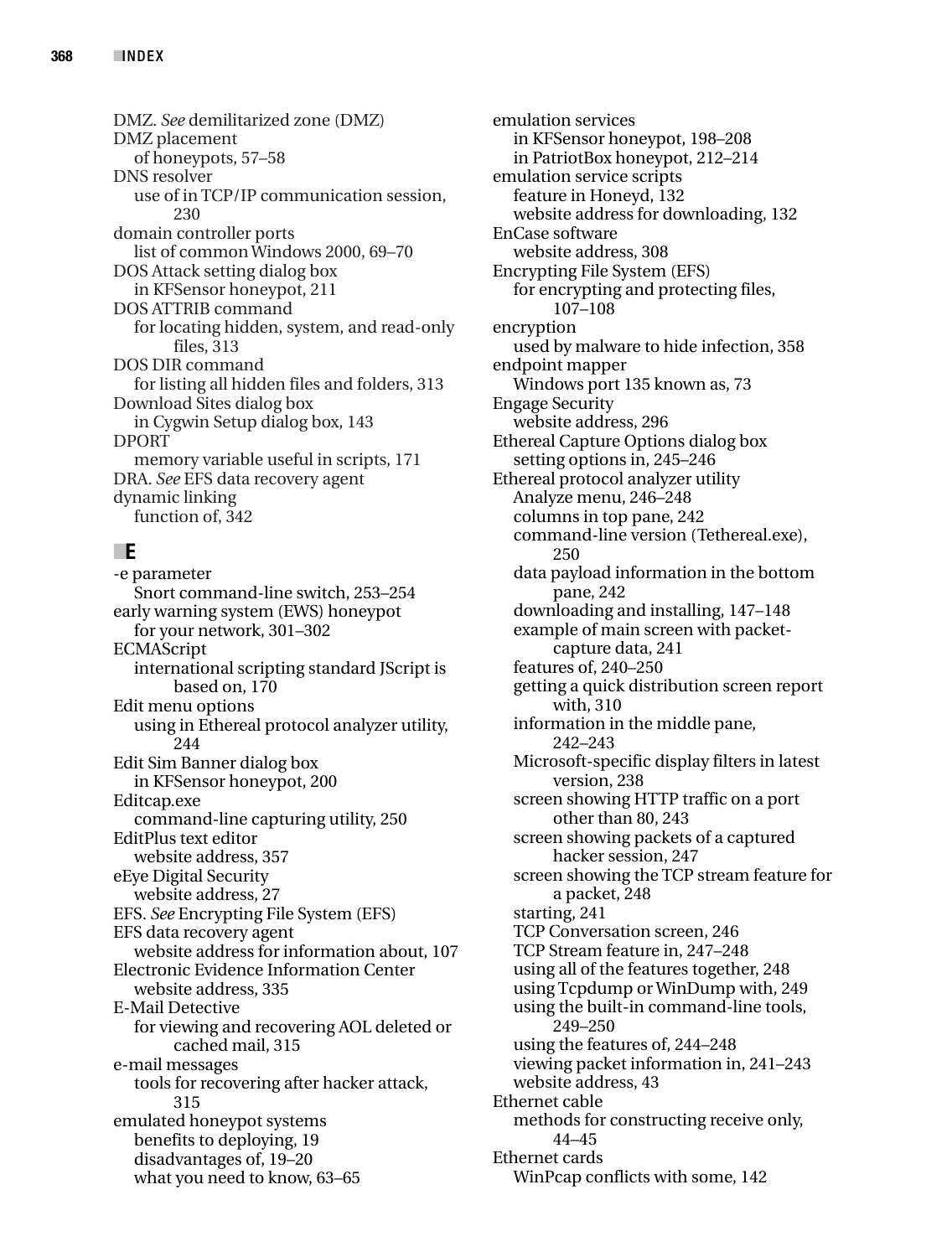DMZ. *See* demilitarized zone (DMZ)
DMZ placement
  of honeypots, 57–58
DNS resolver
  use of in TCP/IP communication session, 230
domain controller ports
  list of common Windows 2000, 69–70
DOS Attack setting dialog box
  in KFSensor honeypot, 211
DOS ATTRIB command
  for locating hidden, system, and read-only files, 313
DOS DIR command
  for listing all hidden files and folders, 313
Download Sites dialog box
  in Cygwin Setup dialog box, 143
DPORT
  memory variable useful in scripts, 171
DRA. *See* EFS data recovery agent
dynamic linking
  function of, 342

## E

-e parameter
  Snort command-line switch, 253–254
early warning system (EWS) honeypot
  for your network, 301–302
ECMAScript
  international scripting standard JScript is based on, 170
Edit menu options
  using in Ethereal protocol analyzer utility, 244
Edit Sim Banner dialog box
  in KFSensor honeypot, 200
Editcap.exe
  command-line capturing utility, 250
EditPlus text editor
  website address, 357
eEye Digital Security
  website address, 27
EFS. *See* Encrypting File System (EFS)
EFS data recovery agent
  website address for information about, 107
Electronic Evidence Information Center
  website address, 335
E-Mail Detective
  for viewing and recovering AOL deleted or cached mail, 315
e-mail messages
  tools for recovering after hacker attack, 315
emulated honeypot systems
  benefits to deploying, 19
  disadvantages of, 19–20
  what you need to know, 63–65
emulation services
  in KFSensor honeypot, 198–208
  in PatriotBox honeypot, 212–214
emulation service scripts
  feature in Honeyd, 132
  website address for downloading, 132
EnCase software
  website address, 308
Encrypting File System (EFS)
  for encrypting and protecting files, 107–108
encryption
  used by malware to hide infection, 358
endpoint mapper
  Windows port 135 known as, 73
Engage Security
  website address, 296
Ethereal Capture Options dialog box
  setting options in, 245–246
Ethereal protocol analyzer utility
  Analyze menu, 246–248
  columns in top pane, 242
  command-line version (Tethereal.exe), 250
  data payload information in the bottom pane, 242
  downloading and installing, 147–148
  example of main screen with packet-capture data, 241
  features of, 240–250
  getting a quick distribution screen report with, 310
  information in the middle pane, 242–243
  Microsoft-specific display filters in latest version, 238
  screen showing HTTP traffic on a port other than 80, 243
  screen showing packets of a captured hacker session, 247
  screen showing the TCP stream feature for a packet, 248
  starting, 241
  TCP Conversation screen, 246
  TCP Stream feature in, 247–248
  using all of the features together, 248
  using Tcpdump or WinDump with, 249
  using the built-in command-line tools, 249–250
  using the features of, 244–248
  viewing packet information in, 241–243
  website address, 43
Ethernet cable
  methods for constructing receive only, 44–45
Ethernet cards
  WinPcap conflicts with some, 142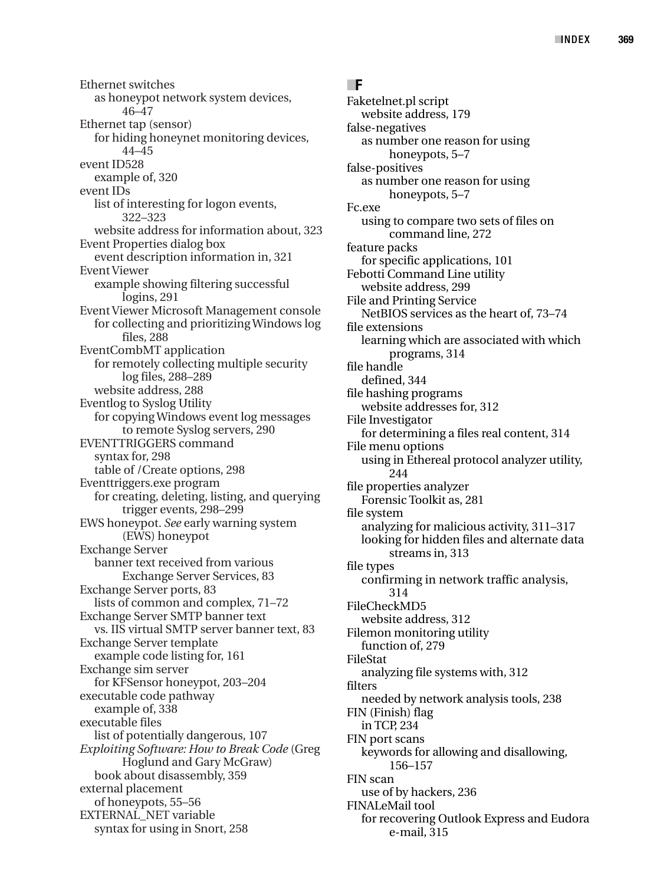Ethernet switches
  as honeypot network system devices, 46–47
Ethernet tap (sensor)
  for hiding honeynet monitoring devices, 44–45
event ID528
  example of, 320
event IDs
  list of interesting for logon events, 322–323
  website address for information about, 323
Event Properties dialog box
  event description information in, 321
Event Viewer
  example showing filtering successful logins, 291
Event Viewer Microsoft Management console
  for collecting and prioritizing Windows log files, 288
EventCombMT application
  for remotely collecting multiple security log files, 288–289
  website address, 288
Eventlog to Syslog Utility
  for copying Windows event log messages to remote Syslog servers, 290
EVENTTRIGGERS command
  syntax for, 298
  table of /Create options, 298
Eventtriggers.exe program
  for creating, deleting, listing, and querying trigger events, 298–299
EWS honeypot. *See* early warning system (EWS) honeypot
Exchange Server
  banner text received from various Exchange Server Services, 83
Exchange Server ports, 83
  lists of common and complex, 71–72
Exchange Server SMTP banner text
  vs. IIS virtual SMTP server banner text, 83
Exchange Server template
  example code listing for, 161
Exchange sim server
  for KFSensor honeypot, 203–204
executable code pathway
  example of, 338
executable files
  list of potentially dangerous, 107
*Exploiting Software: How to Break Code* (Greg Hoglund and Gary McGraw)
  book about disassembly, 359
external placement
  of honeypots, 55–56
EXTERNAL_NET variable
  syntax for using in Snort, 258

## F

Faketelnet.pl script
  website address, 179
false-negatives
  as number one reason for using honeypots, 5–7
false-positives
  as number one reason for using honeypots, 5–7
Fc.exe
  using to compare two sets of files on command line, 272
feature packs
  for specific applications, 101
Febotti Command Line utility
  website address, 299
File and Printing Service
  NetBIOS services as the heart of, 73–74
file extensions
  learning which are associated with which programs, 314
file handle
  defined, 344
file hashing programs
  website addresses for, 312
File Investigator
  for determining a files real content, 314
File menu options
  using in Ethereal protocol analyzer utility, 244
file properties analyzer
  Forensic Toolkit as, 281
file system
  analyzing for malicious activity, 311–317
  looking for hidden files and alternate data streams in, 313
file types
  confirming in network traffic analysis, 314
FileCheckMD5
  website address, 312
Filemon monitoring utility
  function of, 279
FileStat
  analyzing file systems with, 312
filters
  needed by network analysis tools, 238
FIN (Finish) flag
  in TCP, 234
FIN port scans
  keywords for allowing and disallowing, 156–157
FIN scan
  use of by hackers, 236
FINALeMail tool
  for recovering Outlook Express and Eudora e-mail, 315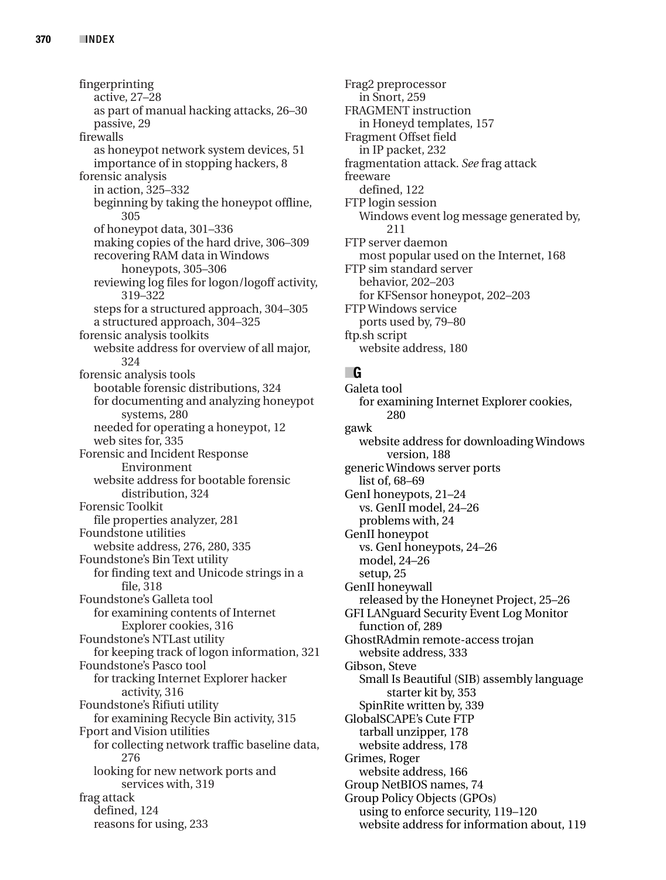fingerprinting
- active, 27–28
- as part of manual hacking attacks, 26–30
- passive, 29

firewalls
- as honeypot network system devices, 51
- importance of in stopping hackers, 8

forensic analysis
- in action, 325–332
- beginning by taking the honeypot offline, 305
- of honeypot data, 301–336
- making copies of the hard drive, 306–309
- recovering RAM data in Windows honeypots, 305–306
- reviewing log files for logon/logoff activity, 319–322
- steps for a structured approach, 304–305
- a structured approach, 304–325

forensic analysis toolkits
- website address for overview of all major, 324

forensic analysis tools
- bootable forensic distributions, 324
- for documenting and analyzing honeypot systems, 280
- needed for operating a honeypot, 12
- web sites for, 335

Forensic and Incident Response Environment
- website address for bootable forensic distribution, 324

Forensic Toolkit
- file properties analyzer, 281

Foundstone utilities
- website address, 276, 280, 335

Foundstone's Bin Text utility
- for finding text and Unicode strings in a file, 318

Foundstone's Galleta tool
- for examining contents of Internet Explorer cookies, 316

Foundstone's NTLast utility
- for keeping track of logon information, 321

Foundstone's Pasco tool
- for tracking Internet Explorer hacker activity, 316

Foundstone's Rifiuti utility
- for examining Recycle Bin activity, 315

Fport and Vision utilities
- for collecting network traffic baseline data, 276
- looking for new network ports and services with, 319

frag attack
- defined, 124
- reasons for using, 233

Frag2 preprocessor
- in Snort, 259

FRAGMENT instruction
- in Honeyd templates, 157

Fragment Offset field
- in IP packet, 232

fragmentation attack. *See* frag attack

freeware
- defined, 122

FTP login session
- Windows event log message generated by, 211

FTP server daemon
- most popular used on the Internet, 168

FTP sim standard server
- behavior, 202–203
- for KFSensor honeypot, 202–203

FTP Windows service
- ports used by, 79–80

ftp.sh script
- website address, 180

## G

Galeta tool
- for examining Internet Explorer cookies, 280

gawk
- website address for downloading Windows version, 188

generic Windows server ports
- list of, 68–69

GenI honeypots, 21–24
- vs. GenII model, 24–26
- problems with, 24

GenII honeypot
- vs. GenI honeypots, 24–26
- model, 24–26
- setup, 25

GenII honeywall
- released by the Honeynet Project, 25–26

GFI LANguard Security Event Log Monitor
- function of, 289

GhostRAdmin remote-access trojan
- website address, 333

Gibson, Steve
- Small Is Beautiful (SIB) assembly language starter kit by, 353
- SpinRite written by, 339

GlobalSCAPE's Cute FTP
- tarball unzipper, 178
- website address, 178

Grimes, Roger
- website address, 166

Group NetBIOS names, 74

Group Policy Objects (GPOs)
- using to enforce security, 119–120
- website address for information about, 119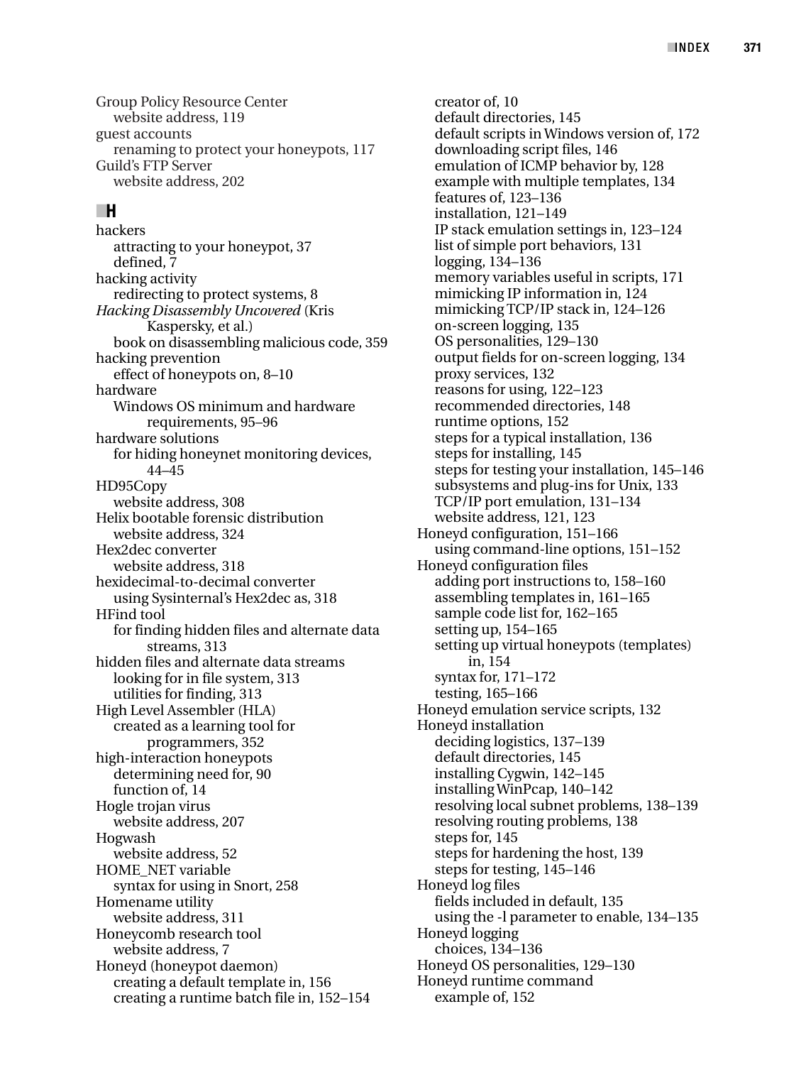Group Policy Resource Center
  website address, 119
guest accounts
  renaming to protect your honeypots, 117
Guild's FTP Server
  website address, 202

## H

hackers
  attracting to your honeypot, 37
  defined, 7
hacking activity
  redirecting to protect systems, 8
*Hacking Disassembly Uncovered* (Kris Kaspersky, et al.)
  book on disassembling malicious code, 359
hacking prevention
  effect of honeypots on, 8–10
hardware
  Windows OS minimum and hardware requirements, 95–96
hardware solutions
  for hiding honeynet monitoring devices, 44–45
HD95Copy
  website address, 308
Helix bootable forensic distribution
  website address, 324
Hex2dec converter
  website address, 318
hexidecimal-to-decimal converter
  using Sysinternal's Hex2dec as, 318
HFind tool
  for finding hidden files and alternate data streams, 313
hidden files and alternate data streams
  looking for in file system, 313
  utilities for finding, 313
High Level Assembler (HLA)
  created as a learning tool for programmers, 352
high-interaction honeypots
  determining need for, 90
  function of, 14
Hogle trojan virus
  website address, 207
Hogwash
  website address, 52
HOME_NET variable
  syntax for using in Snort, 258
Homename utility
  website address, 311
Honeycomb research tool
  website address, 7
Honeyd (honeypot daemon)
  creating a default template in, 156
  creating a runtime batch file in, 152–154
  creator of, 10
  default directories, 145
  default scripts in Windows version of, 172
  downloading script files, 146
  emulation of ICMP behavior by, 128
  example with multiple templates, 134
  features of, 123–136
  installation, 121–149
  IP stack emulation settings in, 123–124
  list of simple port behaviors, 131
  logging, 134–136
  memory variables useful in scripts, 171
  mimicking IP information in, 124
  mimicking TCP/IP stack in, 124–126
  on-screen logging, 135
  OS personalities, 129–130
  output fields for on-screen logging, 134
  proxy services, 132
  reasons for using, 122–123
  recommended directories, 148
  runtime options, 152
  steps for a typical installation, 136
  steps for installing, 145
  steps for testing your installation, 145–146
  subsystems and plug-ins for Unix, 133
  TCP/IP port emulation, 131–134
  website address, 121, 123
Honeyd configuration, 151–166
  using command-line options, 151–152
Honeyd configuration files
  adding port instructions to, 158–160
  assembling templates in, 161–165
  sample code list for, 162–165
  setting up, 154–165
  setting up virtual honeypots (templates) in, 154
  syntax for, 171–172
  testing, 165–166
Honeyd emulation service scripts, 132
Honeyd installation
  deciding logistics, 137–139
  default directories, 145
  installing Cygwin, 142–145
  installing WinPcap, 140–142
  resolving local subnet problems, 138–139
  resolving routing problems, 138
  steps for, 145
  steps for hardening the host, 139
  steps for testing, 145–146
Honeyd log files
  fields included in default, 135
  using the -l parameter to enable, 134–135
Honeyd logging
  choices, 134–136
Honeyd OS personalities, 129–130
Honeyd runtime command
  example of, 152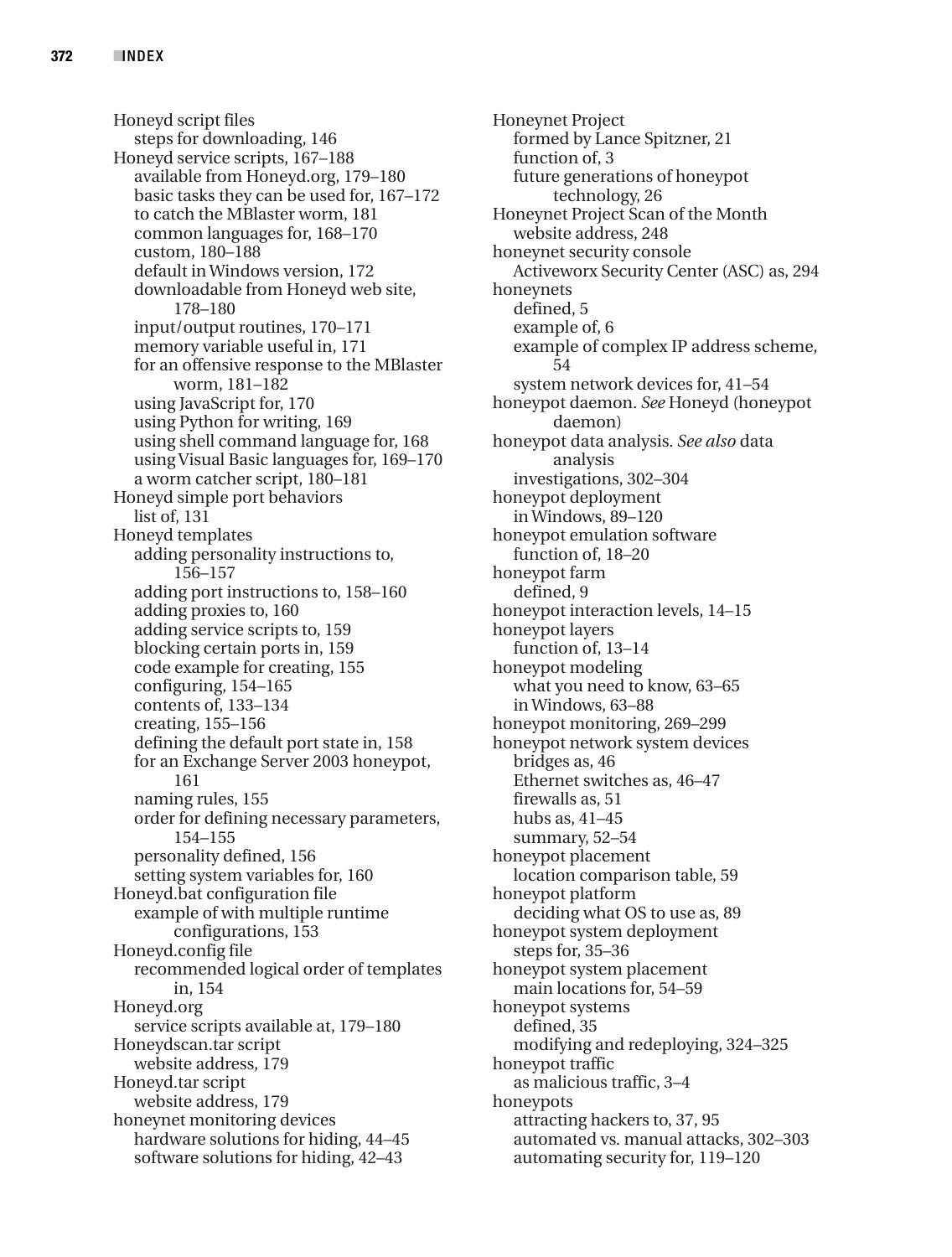Honeyd script files
  steps for downloading, 146
Honeyd service scripts, 167–188
  available from Honeyd.org, 179–180
  basic tasks they can be used for, 167–172
  to catch the MBlaster worm, 181
  common languages for, 168–170
  custom, 180–188
  default in Windows version, 172
  downloadable from Honeyd web site, 178–180
  input/output routines, 170–171
  memory variable useful in, 171
  for an offensive response to the MBlaster worm, 181–182
  using JavaScript for, 170
  using Python for writing, 169
  using shell command language for, 168
  using Visual Basic languages for, 169–170
  a worm catcher script, 180–181
Honeyd simple port behaviors
  list of, 131
Honeyd templates
  adding personality instructions to, 156–157
  adding port instructions to, 158–160
  adding proxies to, 160
  adding service scripts to, 159
  blocking certain ports in, 159
  code example for creating, 155
  configuring, 154–165
  contents of, 133–134
  creating, 155–156
  defining the default port state in, 158
  for an Exchange Server 2003 honeypot, 161
  naming rules, 155
  order for defining necessary parameters, 154–155
  personality defined, 156
  setting system variables for, 160
Honeyd.bat configuration file
  example of with multiple runtime configurations, 153
Honeyd.config file
  recommended logical order of templates in, 154
Honeyd.org
  service scripts available at, 179–180
Honeydscan.tar script
  website address, 179
Honeyd.tar script
  website address, 179
honeynet monitoring devices
  hardware solutions for hiding, 44–45
  software solutions for hiding, 42–43
Honeynet Project
  formed by Lance Spitzner, 21
  function of, 3
  future generations of honeypot technology, 26
Honeynet Project Scan of the Month
  website address, 248
honeynet security console
  Activeworx Security Center (ASC) as, 294
honeynets
  defined, 5
  example of, 6
  example of complex IP address scheme, 54
  system network devices for, 41–54
honeypot daemon. *See* Honeyd (honeypot daemon)
honeypot data analysis. *See also* data analysis
  investigations, 302–304
honeypot deployment
  in Windows, 89–120
honeypot emulation software
  function of, 18–20
honeypot farm
  defined, 9
honeypot interaction levels, 14–15
honeypot layers
  function of, 13–14
honeypot modeling
  what you need to know, 63–65
  in Windows, 63–88
honeypot monitoring, 269–299
honeypot network system devices
  bridges as, 46
  Ethernet switches as, 46–47
  firewalls as, 51
  hubs as, 41–45
  summary, 52–54
honeypot placement
  location comparison table, 59
honeypot platform
  deciding what OS to use as, 89
honeypot system deployment
  steps for, 35–36
honeypot system placement
  main locations for, 54–59
honeypot systems
  defined, 35
  modifying and redeploying, 324–325
honeypot traffic
  as malicious traffic, 3–4
honeypots
  attracting hackers to, 37, 95
  automated vs. manual attacks, 302–303
  automating security for, 119–120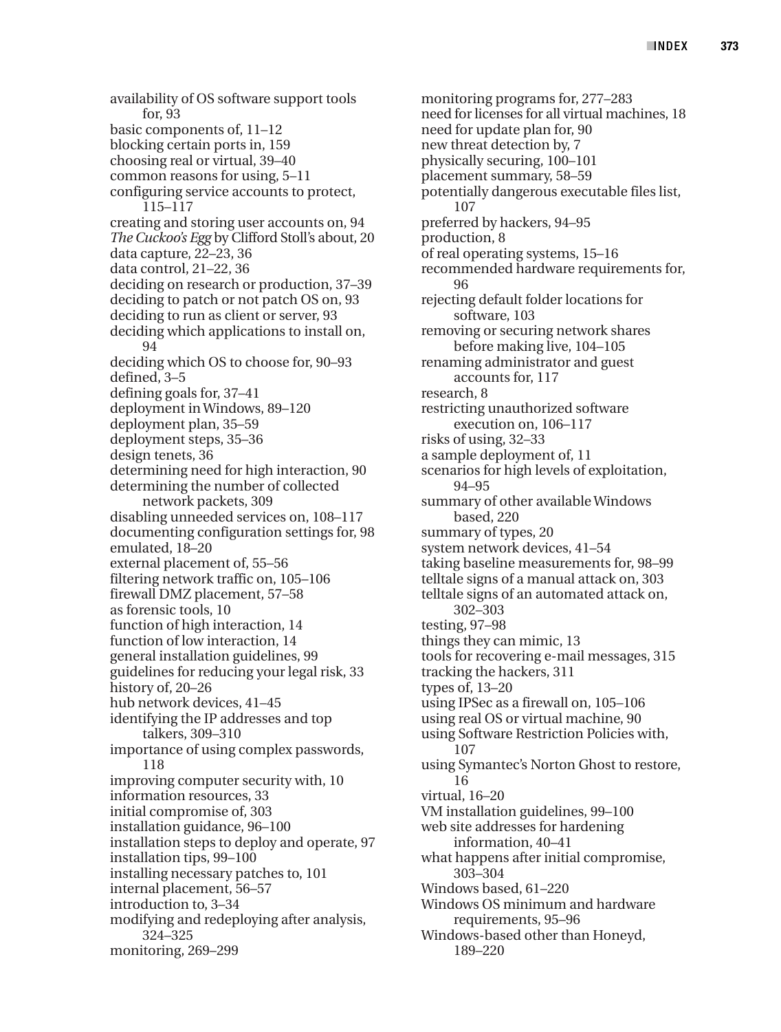availability of OS software support tools for, 93
basic components of, 11–12
blocking certain ports in, 159
choosing real or virtual, 39–40
common reasons for using, 5–11
configuring service accounts to protect, 115–117
creating and storing user accounts on, 94
*The Cuckoo's Egg* by Clifford Stoll's about, 20
data capture, 22–23, 36
data control, 21–22, 36
deciding on research or production, 37–39
deciding to patch or not patch OS on, 93
deciding to run as client or server, 93
deciding which applications to install on, 94
deciding which OS to choose for, 90–93
defined, 3–5
defining goals for, 37–41
deployment in Windows, 89–120
deployment plan, 35–59
deployment steps, 35–36
design tenets, 36
determining need for high interaction, 90
determining the number of collected network packets, 309
disabling unneeded services on, 108–117
documenting configuration settings for, 98
emulated, 18–20
external placement of, 55–56
filtering network traffic on, 105–106
firewall DMZ placement, 57–58
as forensic tools, 10
function of high interaction, 14
function of low interaction, 14
general installation guidelines, 99
guidelines for reducing your legal risk, 33
history of, 20–26
hub network devices, 41–45
identifying the IP addresses and top talkers, 309–310
importance of using complex passwords, 118
improving computer security with, 10
information resources, 33
initial compromise of, 303
installation guidance, 96–100
installation steps to deploy and operate, 97
installation tips, 99–100
installing necessary patches to, 101
internal placement, 56–57
introduction to, 3–34
modifying and redeploying after analysis, 324–325
monitoring, 269–299
monitoring programs for, 277–283
need for licenses for all virtual machines, 18
need for update plan for, 90
new threat detection by, 7
physically securing, 100–101
placement summary, 58–59
potentially dangerous executable files list, 107
preferred by hackers, 94–95
production, 8
of real operating systems, 15–16
recommended hardware requirements for, 96
rejecting default folder locations for software, 103
removing or securing network shares before making live, 104–105
renaming administrator and guest accounts for, 117
research, 8
restricting unauthorized software execution on, 106–117
risks of using, 32–33
a sample deployment of, 11
scenarios for high levels of exploitation, 94–95
summary of other available Windows based, 220
summary of types, 20
system network devices, 41–54
taking baseline measurements for, 98–99
telltale signs of a manual attack on, 303
telltale signs of an automated attack on, 302–303
testing, 97–98
things they can mimic, 13
tools for recovering e-mail messages, 315
tracking the hackers, 311
types of, 13–20
using IPSec as a firewall on, 105–106
using real OS or virtual machine, 90
using Software Restriction Policies with, 107
using Symantec's Norton Ghost to restore, 16
virtual, 16–20
VM installation guidelines, 99–100
web site addresses for hardening information, 40–41
what happens after initial compromise, 303–304
Windows based, 61–220
Windows OS minimum and hardware requirements, 95–96
Windows-based other than Honeyd, 189–220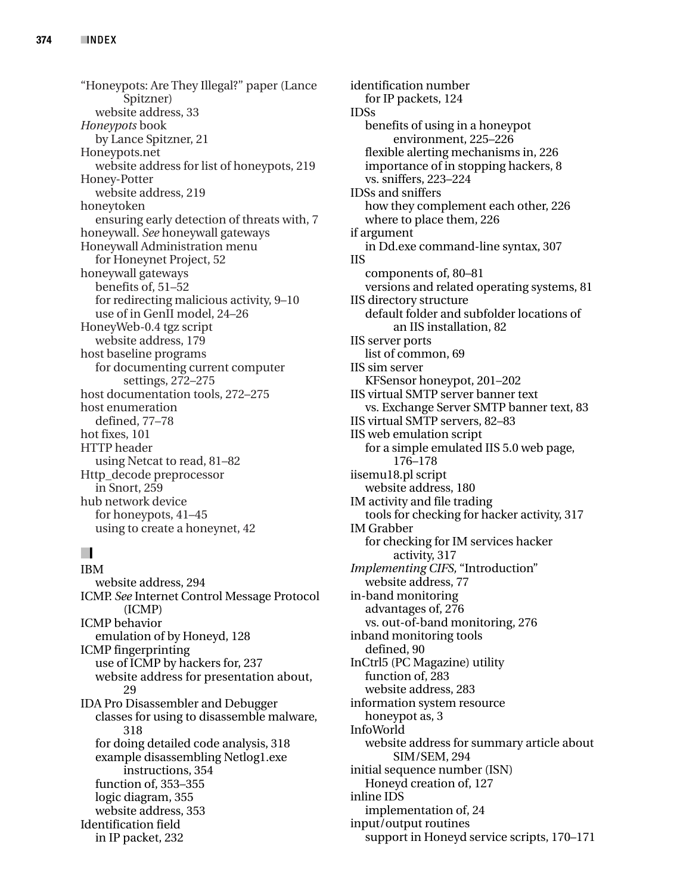"Honeypots: Are They Illegal?" paper (Lance Spitzner)
    website address, 33

*Honeypots* book
    by Lance Spitzner, 21

Honeypots.net
    website address for list of honeypots, 219

Honey-Potter
    website address, 219

honeytoken
    ensuring early detection of threats with, 7

honeywall. *See* honeywall gateways

Honeywall Administration menu
    for Honeynet Project, 52

honeywall gateways
    benefits of, 51–52
    for redirecting malicious activity, 9–10
    use of in GenII model, 24–26

HoneyWeb-0.4 tgz script
    website address, 179

host baseline programs
    for documenting current computer settings, 272–275

host documentation tools, 272–275

host enumeration
    defined, 77–78

hot fixes, 101

HTTP header
    using Netcat to read, 81–82

Http_decode preprocessor
    in Snort, 259

hub network device
    for honeypots, 41–45
    using to create a honeynet, 42

## I

IBM
    website address, 294

ICMP. *See* Internet Control Message Protocol (ICMP)

ICMP behavior
    emulation of by Honeyd, 128

ICMP fingerprinting
    use of ICMP by hackers for, 237
    website address for presentation about, 29

IDA Pro Disassembler and Debugger
    classes for using to disassemble malware, 318
    for doing detailed code analysis, 318
    example disassembling Netlog1.exe instructions, 354
    function of, 353–355
    logic diagram, 355
    website address, 353

Identification field
    in IP packet, 232

identification number
    for IP packets, 124

IDSs
    benefits of using in a honeypot environment, 225–226
    flexible alerting mechanisms in, 226
    importance of in stopping hackers, 8
    vs. sniffers, 223–224

IDSs and sniffers
    how they complement each other, 226
    where to place them, 226

if argument
    in Dd.exe command-line syntax, 307

IIS
    components of, 80–81
    versions and related operating systems, 81

IIS directory structure
    default folder and subfolder locations of an IIS installation, 82

IIS server ports
    list of common, 69

IIS sim server
    KFSensor honeypot, 201–202

IIS virtual SMTP server banner text
    vs. Exchange Server SMTP banner text, 83

IIS virtual SMTP servers, 82–83

IIS web emulation script
    for a simple emulated IIS 5.0 web page, 176–178

iisemu18.pl script
    website address, 180

IM activity and file trading
    tools for checking for hacker activity, 317

IM Grabber
    for checking for IM services hacker activity, 317

*Implementing CIFS,* "Introduction"
    website address, 77

in-band monitoring
    advantages of, 276
    vs. out-of-band monitoring, 276

inband monitoring tools
    defined, 90

InCtrl5 (PC Magazine) utility
    function of, 283
    website address, 283

information system resource
    honeypot as, 3

InfoWorld
    website address for summary article about SIM/SEM, 294

initial sequence number (ISN)
    Honeyd creation of, 127

inline IDS
    implementation of, 24

input/output routines
    support in Honeyd service scripts, 170–171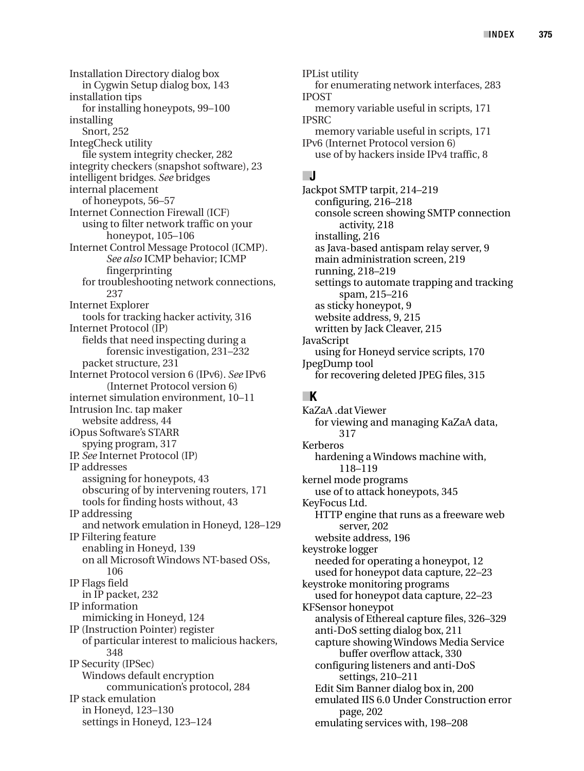Installation Directory dialog box
  in Cygwin Setup dialog box, 143
installation tips
  for installing honeypots, 99–100
installing
  Snort, 252
IntegCheck utility
  file system integrity checker, 282
integrity checkers (snapshot software), 23
intelligent bridges. *See* bridges
internal placement
  of honeypots, 56–57
Internet Connection Firewall (ICF)
  using to filter network traffic on your honeypot, 105–106
Internet Control Message Protocol (ICMP). *See also* ICMP behavior; ICMP fingerprinting
  for troubleshooting network connections, 237
Internet Explorer
  tools for tracking hacker activity, 316
Internet Protocol (IP)
  fields that need inspecting during a forensic investigation, 231–232
  packet structure, 231
Internet Protocol version 6 (IPv6). *See* IPv6 (Internet Protocol version 6)
internet simulation environment, 10–11
Intrusion Inc. tap maker
  website address, 44
iOpus Software's STARR
  spying program, 317
IP. *See* Internet Protocol (IP)
IP addresses
  assigning for honeypots, 43
  obscuring of by intervening routers, 171
  tools for finding hosts without, 43
IP addressing
  and network emulation in Honeyd, 128–129
IP Filtering feature
  enabling in Honeyd, 139
  on all Microsoft Windows NT-based OSs, 106
IP Flags field
  in IP packet, 232
IP information
  mimicking in Honeyd, 124
IP (Instruction Pointer) register
  of particular interest to malicious hackers, 348
IP Security (IPSec)
  Windows default encryption communication's protocol, 284
IP stack emulation
  in Honeyd, 123–130
  settings in Honeyd, 123–124
IPList utility
  for enumerating network interfaces, 283
IPOST
  memory variable useful in scripts, 171
IPSRC
  memory variable useful in scripts, 171
IPv6 (Internet Protocol version 6)
  use of by hackers inside IPv4 traffic, 8

## J

Jackpot SMTP tarpit, 214–219
  configuring, 216–218
  console screen showing SMTP connection activity, 218
  installing, 216
  as Java-based antispam relay server, 9
  main administration screen, 219
  running, 218–219
  settings to automate trapping and tracking spam, 215–216
  as sticky honeypot, 9
  website address, 9, 215
  written by Jack Cleaver, 215
JavaScript
  using for Honeyd service scripts, 170
JpegDump tool
  for recovering deleted JPEG files, 315

## K

KaZaA .dat Viewer
  for viewing and managing KaZaA data, 317
Kerberos
  hardening a Windows machine with, 118–119
kernel mode programs
  use of to attack honeypots, 345
KeyFocus Ltd.
  HTTP engine that runs as a freeware web server, 202
  website address, 196
keystroke logger
  needed for operating a honeypot, 12
  used for honeypot data capture, 22–23
keystroke monitoring programs
  used for honeypot data capture, 22–23
KFSensor honeypot
  analysis of Ethereal capture files, 326–329
  anti-DoS setting dialog box, 211
  capture showing Windows Media Service buffer overflow attack, 330
  configuring listeners and anti-DoS settings, 210–211
  Edit Sim Banner dialog box in, 200
  emulated IIS 6.0 Under Construction error page, 202
  emulating services with, 198–208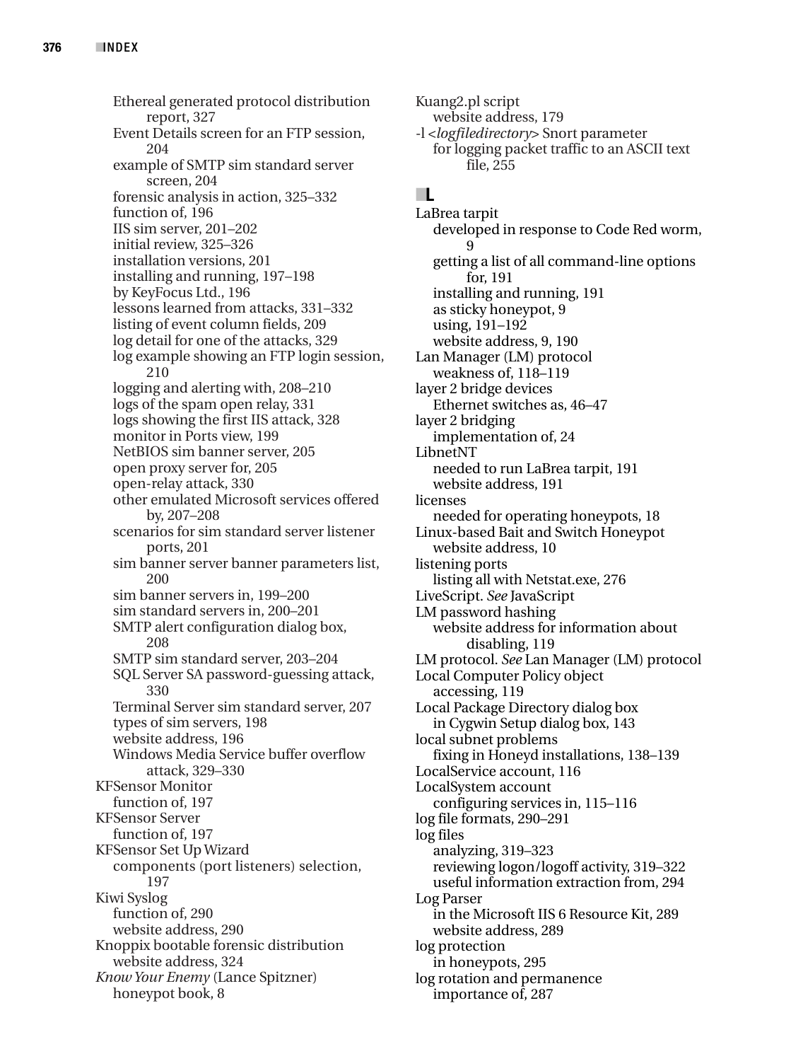Ethereal generated protocol distribution report, 327
Event Details screen for an FTP session, 204
example of SMTP sim standard server screen, 204
forensic analysis in action, 325–332
function of, 196
IIS sim server, 201–202
initial review, 325–326
installation versions, 201
installing and running, 197–198
by KeyFocus Ltd., 196
lessons learned from attacks, 331–332
listing of event column fields, 209
log detail for one of the attacks, 329
log example showing an FTP login session, 210
logging and alerting with, 208–210
logs of the spam open relay, 331
logs showing the first IIS attack, 328
monitor in Ports view, 199
NetBIOS sim banner server, 205
open proxy server for, 205
open-relay attack, 330
other emulated Microsoft services offered by, 207–208
scenarios for sim standard server listener ports, 201
sim banner server banner parameters list, 200
sim banner servers in, 199–200
sim standard servers in, 200–201
SMTP alert configuration dialog box, 208
SMTP sim standard server, 203–204
SQL Server SA password-guessing attack, 330
Terminal Server sim standard server, 207
types of sim servers, 198
website address, 196
Windows Media Service buffer overflow attack, 329–330

KFSensor Monitor
function of, 197

KFSensor Server
function of, 197

KFSensor Set Up Wizard
components (port listeners) selection, 197

Kiwi Syslog
function of, 290
website address, 290

Knoppix bootable forensic distribution
website address, 324

*Know Your Enemy* (Lance Spitzner)
honeypot book, 8

Kuang2.pl script
website address, 179

-l <*logfiledirectory*> Snort parameter
for logging packet traffic to an ASCII text file, 255

## L

LaBrea tarpit
developed in response to Code Red worm, 9
getting a list of all command-line options for, 191
installing and running, 191
as sticky honeypot, 9
using, 191–192
website address, 9, 190

Lan Manager (LM) protocol
weakness of, 118–119

layer 2 bridge devices
Ethernet switches as, 46–47

layer 2 bridging
implementation of, 24

LibnetNT
needed to run LaBrea tarpit, 191
website address, 191

licenses
needed for operating honeypots, 18

Linux-based Bait and Switch Honeypot
website address, 10

listening ports
listing all with Netstat.exe, 276

LiveScript. *See* JavaScript

LM password hashing
website address for information about disabling, 119

LM protocol. *See* Lan Manager (LM) protocol

Local Computer Policy object
accessing, 119

Local Package Directory dialog box
in Cygwin Setup dialog box, 143

local subnet problems
fixing in Honeyd installations, 138–139

LocalService account, 116

LocalSystem account
configuring services in, 115–116

log file formats, 290–291

log files
analyzing, 319–323
reviewing logon/logoff activity, 319–322
useful information extraction from, 294

Log Parser
in the Microsoft IIS 6 Resource Kit, 289
website address, 289

log protection
in honeypots, 295

log rotation and permanence
importance of, 287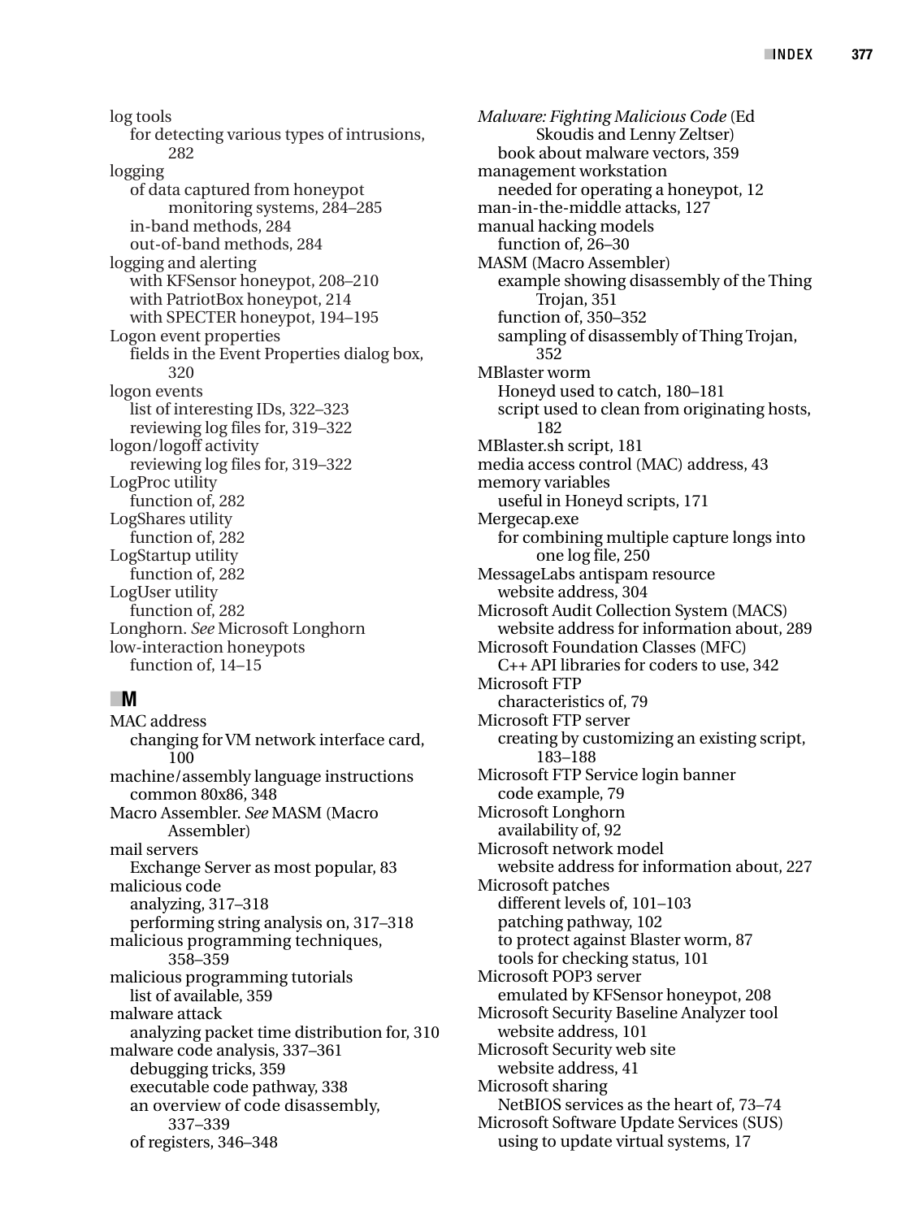log tools
  for detecting various types of intrusions, 282
logging
  of data captured from honeypot monitoring systems, 284–285
  in-band methods, 284
  out-of-band methods, 284
logging and alerting
  with KFSensor honeypot, 208–210
  with PatriotBox honeypot, 214
  with SPECTER honeypot, 194–195
Logon event properties
  fields in the Event Properties dialog box, 320
logon events
  list of interesting IDs, 322–323
  reviewing log files for, 319–322
logon/logoff activity
  reviewing log files for, 319–322
LogProc utility
  function of, 282
LogShares utility
  function of, 282
LogStartup utility
  function of, 282
LogUser utility
  function of, 282
Longhorn. *See* Microsoft Longhorn
low-interaction honeypots
  function of, 14–15

## M

MAC address
  changing for VM network interface card, 100
machine/assembly language instructions
  common 80x86, 348
Macro Assembler. *See* MASM (Macro Assembler)
mail servers
  Exchange Server as most popular, 83
malicious code
  analyzing, 317–318
  performing string analysis on, 317–318
malicious programming techniques, 358–359
malicious programming tutorials
  list of available, 359
malware attack
  analyzing packet time distribution for, 310
malware code analysis, 337–361
  debugging tricks, 359
  executable code pathway, 338
  an overview of code disassembly, 337–339
  of registers, 346–348
*Malware: Fighting Malicious Code* (Ed Skoudis and Lenny Zeltser)
  book about malware vectors, 359
management workstation
  needed for operating a honeypot, 12
man-in-the-middle attacks, 127
manual hacking models
  function of, 26–30
MASM (Macro Assembler)
  example showing disassembly of the Thing Trojan, 351
  function of, 350–352
  sampling of disassembly of Thing Trojan, 352
MBlaster worm
  Honeyd used to catch, 180–181
  script used to clean from originating hosts, 182
MBlaster.sh script, 181
media access control (MAC) address, 43
memory variables
  useful in Honeyd scripts, 171
Mergecap.exe
  for combining multiple capture longs into one log file, 250
MessageLabs antispam resource
  website address, 304
Microsoft Audit Collection System (MACS)
  website address for information about, 289
Microsoft Foundation Classes (MFC)
  C++ API libraries for coders to use, 342
Microsoft FTP
  characteristics of, 79
Microsoft FTP server
  creating by customizing an existing script, 183–188
Microsoft FTP Service login banner
  code example, 79
Microsoft Longhorn
  availability of, 92
Microsoft network model
  website address for information about, 227
Microsoft patches
  different levels of, 101–103
  patching pathway, 102
  to protect against Blaster worm, 87
  tools for checking status, 101
Microsoft POP3 server
  emulated by KFSensor honeypot, 208
Microsoft Security Baseline Analyzer tool
  website address, 101
Microsoft Security web site
  website address, 41
Microsoft sharing
  NetBIOS services as the heart of, 73–74
Microsoft Software Update Services (SUS)
  using to update virtual systems, 17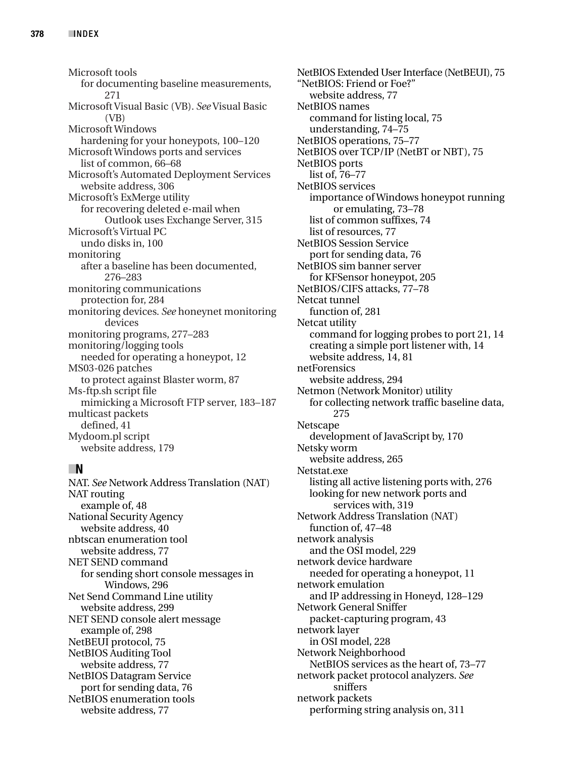Microsoft tools
- for documenting baseline measurements, 271

Microsoft Visual Basic (VB). *See* Visual Basic (VB)

Microsoft Windows
- hardening for your honeypots, 100–120

Microsoft Windows ports and services
- list of common, 66–68

Microsoft's Automated Deployment Services
- website address, 306

Microsoft's ExMerge utility
- for recovering deleted e-mail when Outlook uses Exchange Server, 315

Microsoft's Virtual PC
- undo disks in, 100

monitoring
- after a baseline has been documented, 276–283

monitoring communications
- protection for, 284

monitoring devices. *See* honeynet monitoring devices

monitoring programs, 277–283

monitoring/logging tools
- needed for operating a honeypot, 12

MS03-026 patches
- to protect against Blaster worm, 87

Ms-ftp.sh script file
- mimicking a Microsoft FTP server, 183–187

multicast packets
- defined, 41

Mydoom.pl script
- website address, 179

## N

NAT. *See* Network Address Translation (NAT)

NAT routing
- example of, 48

National Security Agency
- website address, 40

nbtscan enumeration tool
- website address, 77

NET SEND command
- for sending short console messages in Windows, 296

Net Send Command Line utility
- website address, 299

NET SEND console alert message
- example of, 298

NetBEUI protocol, 75

NetBIOS Auditing Tool
- website address, 77

NetBIOS Datagram Service
- port for sending data, 76

NetBIOS enumeration tools
- website address, 77

NetBIOS Extended User Interface (NetBEUI), 75

"NetBIOS: Friend or Foe?"
- website address, 77

NetBIOS names
- command for listing local, 75
- understanding, 74–75

NetBIOS operations, 75–77

NetBIOS over TCP/IP (NetBT or NBT), 75

NetBIOS ports
- list of, 76–77

NetBIOS services
- importance of Windows honeypot running or emulating, 73–78
- list of common suffixes, 74
- list of resources, 77

NetBIOS Session Service
- port for sending data, 76

NetBIOS sim banner server
- for KFSensor honeypot, 205

NetBIOS/CIFS attacks, 77–78

Netcat tunnel
- function of, 281

Netcat utility
- command for logging probes to port 21, 14
- creating a simple port listener with, 14
- website address, 14, 81

netForensics
- website address, 294

Netmon (Network Monitor) utility
- for collecting network traffic baseline data, 275

Netscape
- development of JavaScript by, 170

Netsky worm
- website address, 265

Netstat.exe
- listing all active listening ports with, 276
- looking for new network ports and services with, 319

Network Address Translation (NAT)
- function of, 47–48

network analysis
- and the OSI model, 229

network device hardware
- needed for operating a honeypot, 11

network emulation
- and IP addressing in Honeyd, 128–129

Network General Sniffer
- packet-capturing program, 43

network layer
- in OSI model, 228

Network Neighborhood
- NetBIOS services as the heart of, 73–77

network packet protocol analyzers. *See* sniffers

network packets
- performing string analysis on, 311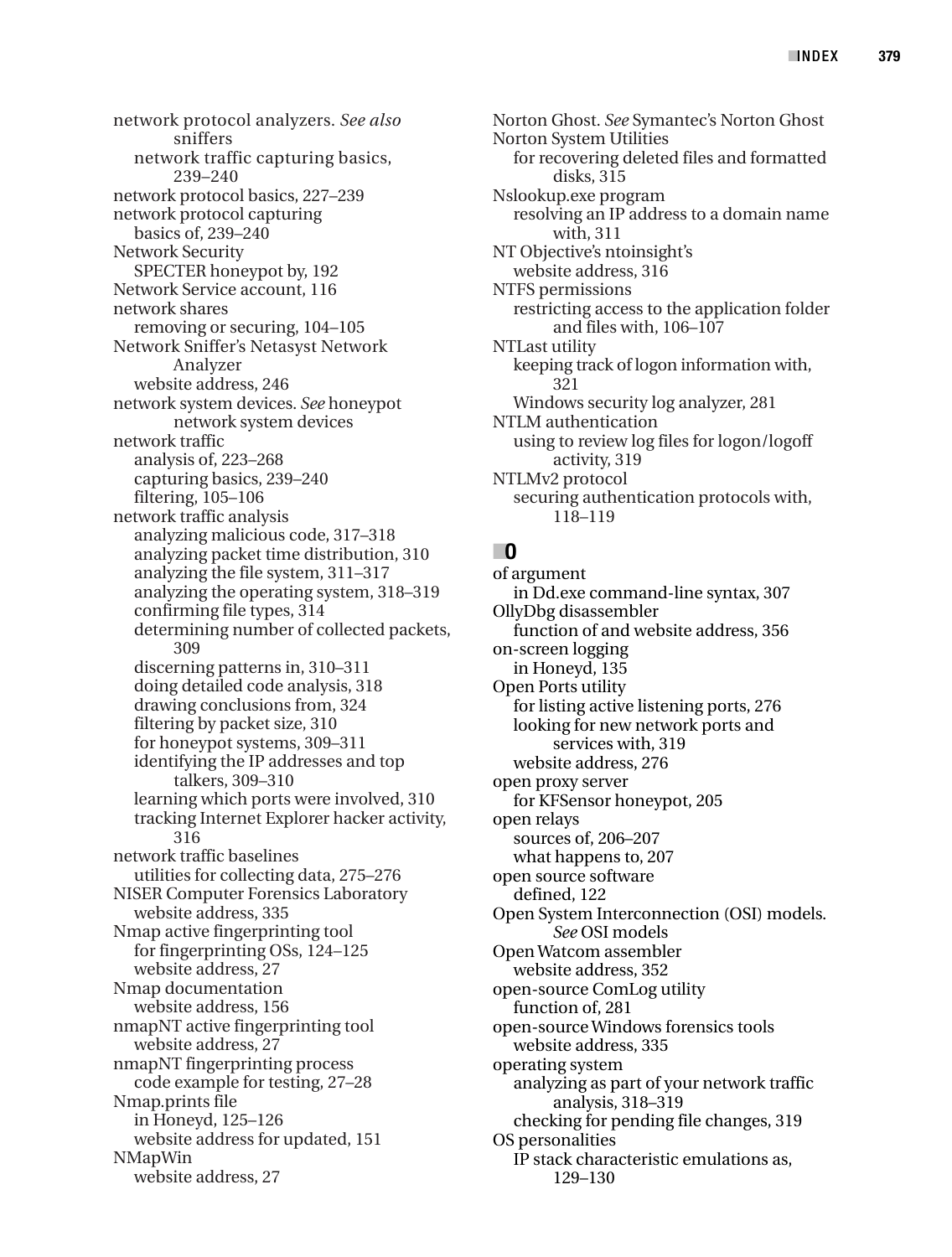network protocol analyzers. *See also* sniffers
- network traffic capturing basics, 239–240

network protocol basics, 227–239

network protocol capturing
- basics of, 239–240

Network Security
- SPECTER honeypot by, 192

Network Service account, 116

network shares
- removing or securing, 104–105

Network Sniffer's Netasyst Network Analyzer
- website address, 246

network system devices. *See* honeypot network system devices

network traffic
- analysis of, 223–268
- capturing basics, 239–240
- filtering, 105–106

network traffic analysis
- analyzing malicious code, 317–318
- analyzing packet time distribution, 310
- analyzing the file system, 311–317
- analyzing the operating system, 318–319
- confirming file types, 314
- determining number of collected packets, 309
- discerning patterns in, 310–311
- doing detailed code analysis, 318
- drawing conclusions from, 324
- filtering by packet size, 310
- for honeypot systems, 309–311
- identifying the IP addresses and top talkers, 309–310
- learning which ports were involved, 310
- tracking Internet Explorer hacker activity, 316

network traffic baselines
- utilities for collecting data, 275–276

NISER Computer Forensics Laboratory
- website address, 335

Nmap active fingerprinting tool
- for fingerprinting OSs, 124–125
- website address, 27

Nmap documentation
- website address, 156

nmapNT active fingerprinting tool
- website address, 27

nmapNT fingerprinting process
- code example for testing, 27–28

Nmap.prints file
- in Honeyd, 125–126
- website address for updated, 151

NMapWin
- website address, 27

Norton Ghost. *See* Symantec's Norton Ghost

Norton System Utilities
- for recovering deleted files and formatted disks, 315

Nslookup.exe program
- resolving an IP address to a domain name with, 311

NT Objective's ntoinsight's
- website address, 316

NTFS permissions
- restricting access to the application folder and files with, 106–107

NTLast utility
- keeping track of logon information with, 321
- Windows security log analyzer, 281

NTLM authentication
- using to review log files for logon/logoff activity, 319

NTLMv2 protocol
- securing authentication protocols with, 118–119

## O

of argument
- in Dd.exe command-line syntax, 307

OllyDbg disassembler
- function of and website address, 356

on-screen logging
- in Honeyd, 135

Open Ports utility
- for listing active listening ports, 276
- looking for new network ports and services with, 319
- website address, 276

open proxy server
- for KFSensor honeypot, 205

open relays
- sources of, 206–207
- what happens to, 207

open source software
- defined, 122

Open System Interconnection (OSI) models. *See* OSI models

Open Watcom assembler
- website address, 352

open-source ComLog utility
- function of, 281

open-source Windows forensics tools
- website address, 335

operating system
- analyzing as part of your network traffic analysis, 318–319
- checking for pending file changes, 319

OS personalities
- IP stack characteristic emulations as, 129–130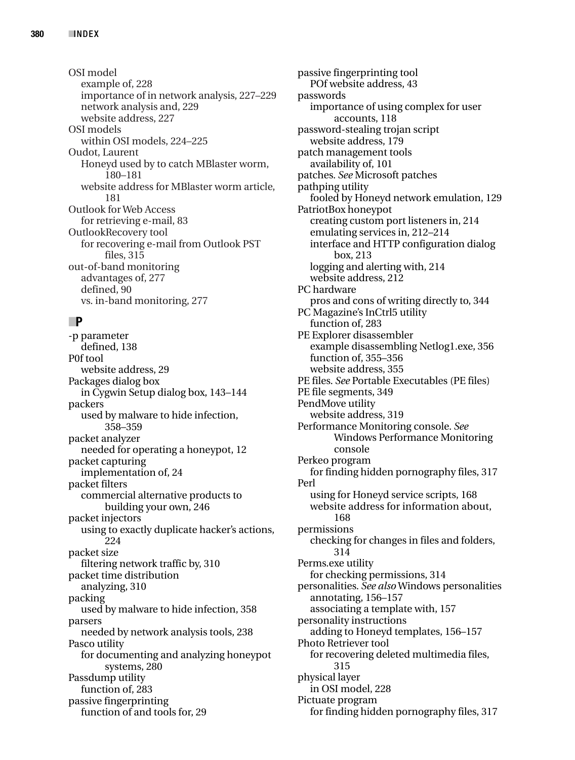OSI model
  example of, 228
  importance of in network analysis, 227–229
  network analysis and, 229
  website address, 227
OSI models
  within OSI models, 224–225
Oudot, Laurent
  Honeyd used by to catch MBlaster worm, 180–181
  website address for MBlaster worm article, 181
Outlook for Web Access
  for retrieving e-mail, 83
OutlookRecovery tool
  for recovering e-mail from Outlook PST files, 315
out-of-band monitoring
  advantages of, 277
  defined, 90
  vs. in-band monitoring, 277

## P

-p parameter
  defined, 138
P0f tool
  website address, 29
Packages dialog box
  in Cygwin Setup dialog box, 143–144
packers
  used by malware to hide infection, 358–359
packet analyzer
  needed for operating a honeypot, 12
packet capturing
  implementation of, 24
packet filters
  commercial alternative products to building your own, 246
packet injectors
  using to exactly duplicate hacker's actions, 224
packet size
  filtering network traffic by, 310
packet time distribution
  analyzing, 310
packing
  used by malware to hide infection, 358
parsers
  needed by network analysis tools, 238
Pasco utility
  for documenting and analyzing honeypot systems, 280
Passdump utility
  function of, 283
passive fingerprinting
  function of and tools for, 29
passive fingerprinting tool
  POf website address, 43
passwords
  importance of using complex for user accounts, 118
password-stealing trojan script
  website address, 179
patch management tools
  availability of, 101
patches. *See* Microsoft patches
pathping utility
  fooled by Honeyd network emulation, 129
PatriotBox honeypot
  creating custom port listeners in, 214
  emulating services in, 212–214
  interface and HTTP configuration dialog box, 213
  logging and alerting with, 214
  website address, 212
PC hardware
  pros and cons of writing directly to, 344
PC Magazine's InCtrl5 utility
  function of, 283
PE Explorer disassembler
  example disassembling Netlog1.exe, 356
  function of, 355–356
  website address, 355
PE files. *See* Portable Executables (PE files)
PE file segments, 349
PendMove utility
  website address, 319
Performance Monitoring console. *See* Windows Performance Monitoring console
Perkeo program
  for finding hidden pornography files, 317
Perl
  using for Honeyd service scripts, 168
  website address for information about, 168
permissions
  checking for changes in files and folders, 314
Perms.exe utility
  for checking permissions, 314
personalities. *See also* Windows personalities
  annotating, 156–157
  associating a template with, 157
personality instructions
  adding to Honeyd templates, 156–157
Photo Retriever tool
  for recovering deleted multimedia files, 315
physical layer
  in OSI model, 228
Pictuate program
  for finding hidden pornography files, 317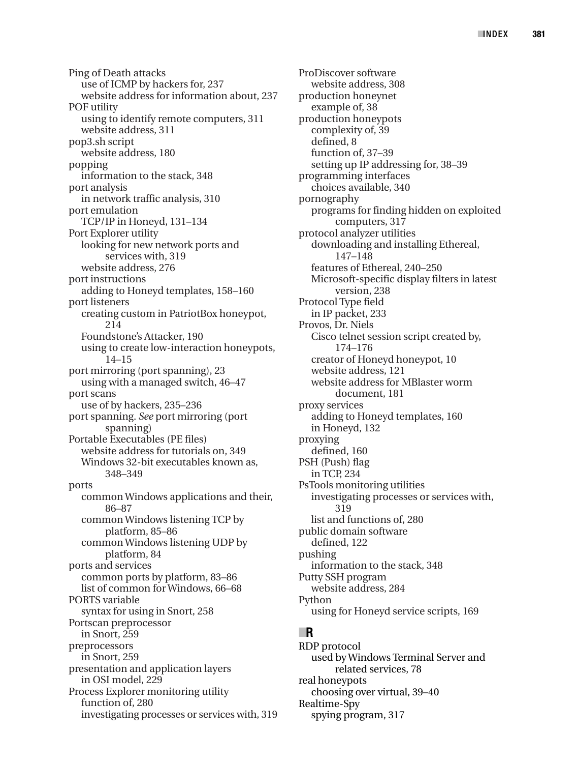Ping of Death attacks
- use of ICMP by hackers for, 237
- website address for information about, 237

POF utility
- using to identify remote computers, 311
- website address, 311

pop3.sh script
- website address, 180

popping
- information to the stack, 348

port analysis
- in network traffic analysis, 310

port emulation
- TCP/IP in Honeyd, 131–134

Port Explorer utility
- looking for new network ports and services with, 319
- website address, 276

port instructions
- adding to Honeyd templates, 158–160

port listeners
- creating custom in PatriotBox honeypot, 214
- Foundstone's Attacker, 190
- using to create low-interaction honeypots, 14–15

port mirroring (port spanning), 23
- using with a managed switch, 46–47

port scans
- use of by hackers, 235–236

port spanning. *See* port mirroring (port spanning)

Portable Executables (PE files)
- website address for tutorials on, 349
- Windows 32-bit executables known as, 348–349

ports
- common Windows applications and their, 86–87
- common Windows listening TCP by platform, 85–86
- common Windows listening UDP by platform, 84

ports and services
- common ports by platform, 83–86
- list of common for Windows, 66–68

PORTS variable
- syntax for using in Snort, 258

Portscan preprocessor
- in Snort, 259

preprocessors
- in Snort, 259

presentation and application layers
- in OSI model, 229

Process Explorer monitoring utility
- function of, 280
- investigating processes or services with, 319

ProDiscover software
- website address, 308

production honeynet
- example of, 38

production honeypots
- complexity of, 39
- defined, 8
- function of, 37–39
- setting up IP addressing for, 38–39

programming interfaces
- choices available, 340

pornography
- programs for finding hidden on exploited computers, 317

protocol analyzer utilities
- downloading and installing Ethereal, 147–148
- features of Ethereal, 240–250
- Microsoft-specific display filters in latest version, 238

Protocol Type field
- in IP packet, 233

Provos, Dr. Niels
- Cisco telnet session script created by, 174–176
- creator of Honeyd honeypot, 10
- website address, 121
- website address for MBlaster worm document, 181

proxy services
- adding to Honeyd templates, 160
- in Honeyd, 132

proxying
- defined, 160

PSH (Push) flag
- in TCP, 234

PsTools monitoring utilities
- investigating processes or services with, 319
- list and functions of, 280

public domain software
- defined, 122

pushing
- information to the stack, 348

Putty SSH program
- website address, 284

Python
- using for Honeyd service scripts, 169

## R

RDP protocol
- used by Windows Terminal Server and related services, 78

real honeypots
- choosing over virtual, 39–40

Realtime-Spy
- spying program, 317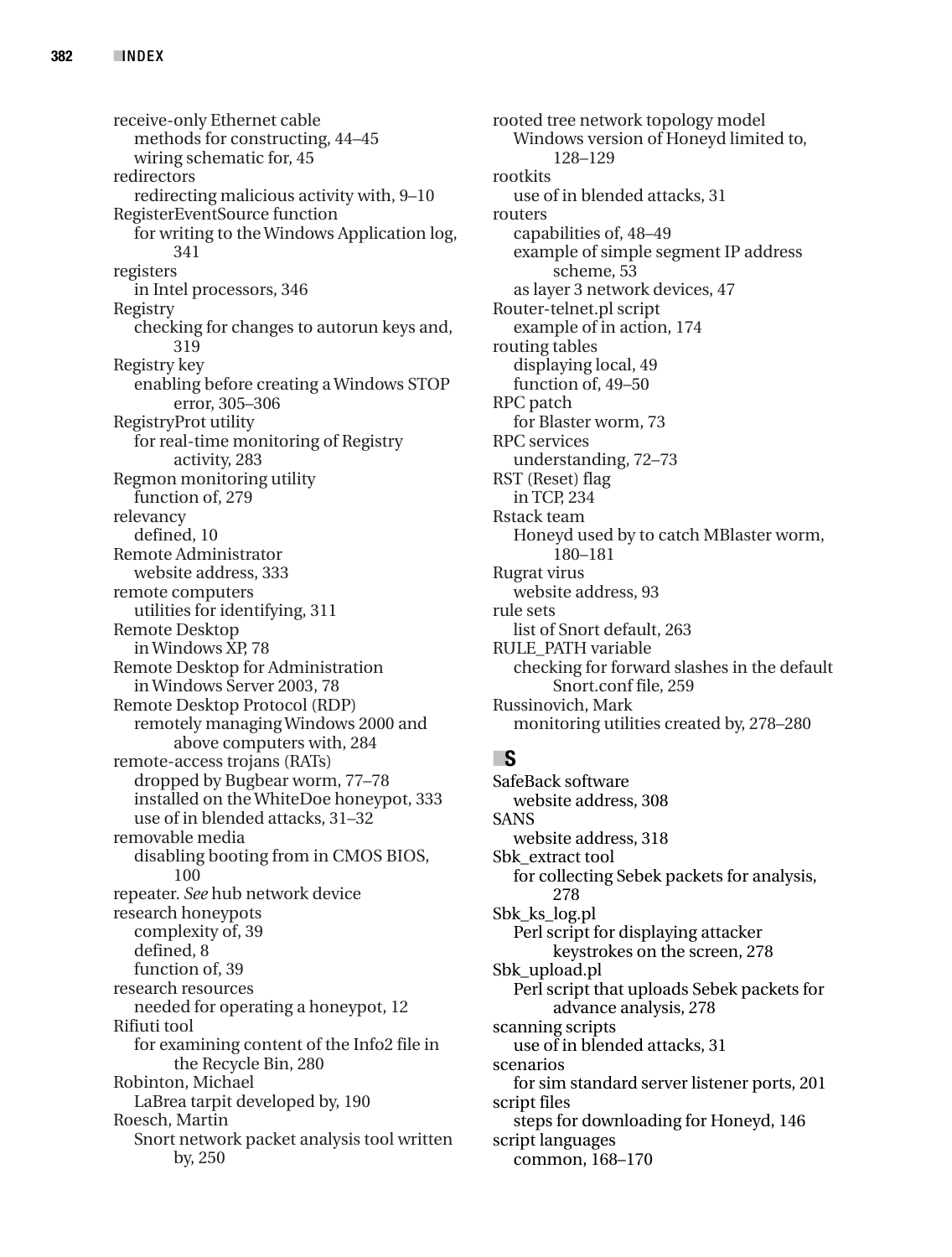receive-only Ethernet cable
- methods for constructing, 44–45
- wiring schematic for, 45

redirectors
- redirecting malicious activity with, 9–10

RegisterEventSource function
- for writing to the Windows Application log, 341

registers
- in Intel processors, 346

Registry
- checking for changes to autorun keys and, 319

Registry key
- enabling before creating a Windows STOP error, 305–306

RegistryProt utility
- for real-time monitoring of Registry activity, 283

Regmon monitoring utility
- function of, 279

relevancy
- defined, 10

Remote Administrator
- website address, 333

remote computers
- utilities for identifying, 311

Remote Desktop
- in Windows XP, 78

Remote Desktop for Administration
- in Windows Server 2003, 78

Remote Desktop Protocol (RDP)
- remotely managing Windows 2000 and above computers with, 284

remote-access trojans (RATs)
- dropped by Bugbear worm, 77–78
- installed on the WhiteDoe honeypot, 333
- use of in blended attacks, 31–32

removable media
- disabling booting from in CMOS BIOS, 100

repeater. *See* hub network device

research honeypots
- complexity of, 39
- defined, 8
- function of, 39

research resources
- needed for operating a honeypot, 12

Rifiuti tool
- for examining content of the Info2 file in the Recycle Bin, 280

Robinton, Michael
- LaBrea tarpit developed by, 190

Roesch, Martin
- Snort network packet analysis tool written by, 250

rooted tree network topology model
- Windows version of Honeyd limited to, 128–129

rootkits
- use of in blended attacks, 31

routers
- capabilities of, 48–49
- example of simple segment IP address scheme, 53
- as layer 3 network devices, 47

Router-telnet.pl script
- example of in action, 174

routing tables
- displaying local, 49
- function of, 49–50

RPC patch
- for Blaster worm, 73

RPC services
- understanding, 72–73

RST (Reset) flag
- in TCP, 234

Rstack team
- Honeyd used by to catch MBlaster worm, 180–181

Rugrat virus
- website address, 93

rule sets
- list of Snort default, 263

RULE_PATH variable
- checking for forward slashes in the default Snort.conf file, 259

Russinovich, Mark
- monitoring utilities created by, 278–280

## S

SafeBack software
- website address, 308

SANS
- website address, 318

Sbk_extract tool
- for collecting Sebek packets for analysis, 278

Sbk_ks_log.pl
- Perl script for displaying attacker keystrokes on the screen, 278

Sbk_upload.pl
- Perl script that uploads Sebek packets for advance analysis, 278

scanning scripts
- use of in blended attacks, 31

scenarios
- for sim standard server listener ports, 201

script files
- steps for downloading for Honeyd, 146

script languages
- common, 168–170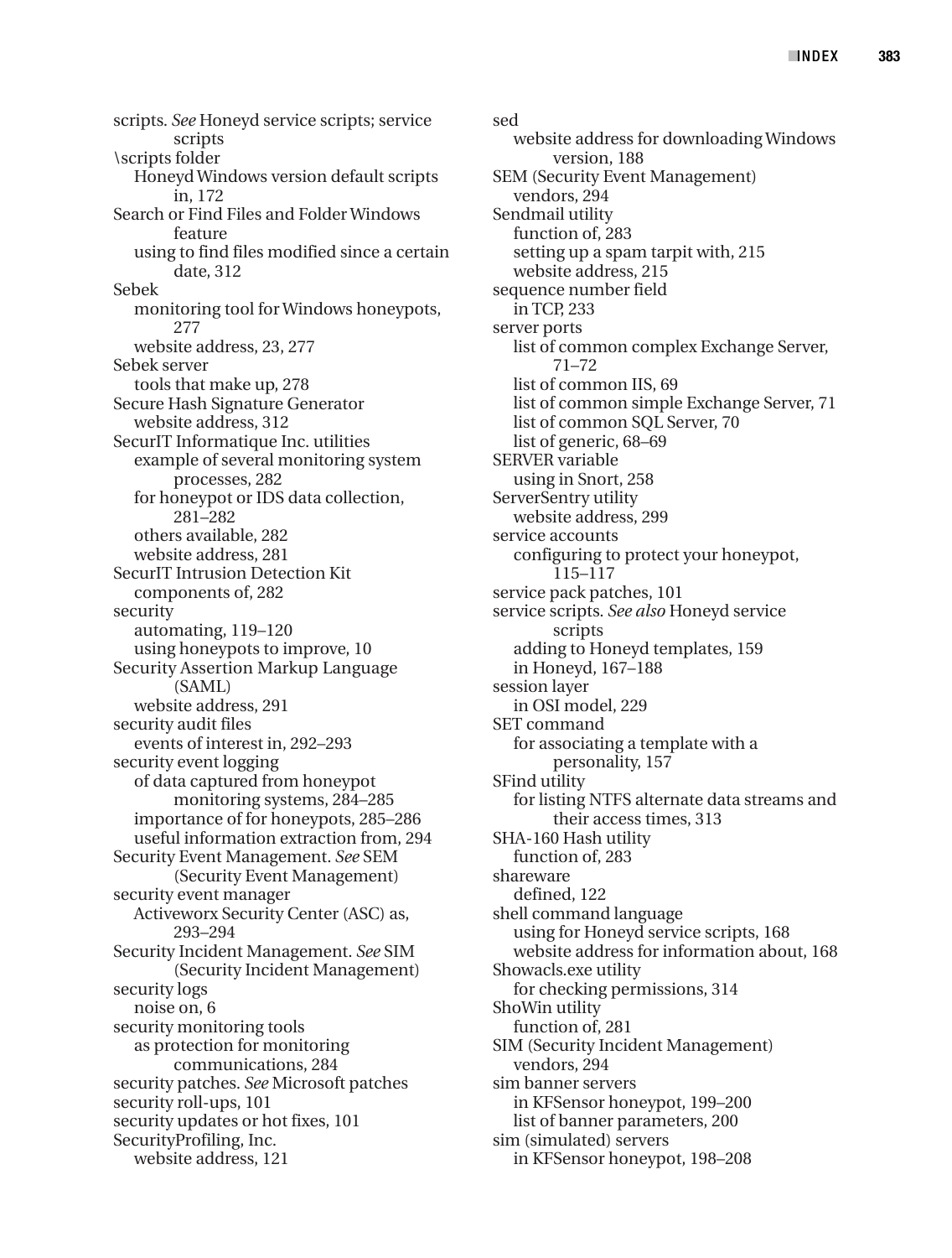scripts. *See* Honeyd service scripts; service scripts
\scripts folder
  Honeyd Windows version default scripts in, 172
Search or Find Files and Folder Windows feature
  using to find files modified since a certain date, 312
Sebek
  monitoring tool for Windows honeypots, 277
  website address, 23, 277
Sebek server
  tools that make up, 278
Secure Hash Signature Generator
  website address, 312
SecurIT Informatique Inc. utilities
  example of several monitoring system processes, 282
  for honeypot or IDS data collection, 281–282
  others available, 282
  website address, 281
SecurIT Intrusion Detection Kit
  components of, 282
security
  automating, 119–120
  using honeypots to improve, 10
Security Assertion Markup Language (SAML)
  website address, 291
security audit files
  events of interest in, 292–293
security event logging
  of data captured from honeypot monitoring systems, 284–285
  importance of for honeypots, 285–286
  useful information extraction from, 294
Security Event Management. *See* SEM (Security Event Management)
security event manager
  Activeworx Security Center (ASC) as, 293–294
Security Incident Management. *See* SIM (Security Incident Management)
security logs
  noise on, 6
security monitoring tools
  as protection for monitoring communications, 284
security patches. *See* Microsoft patches
security roll-ups, 101
security updates or hot fixes, 101
SecurityProfiling, Inc.
  website address, 121
sed
  website address for downloading Windows version, 188
SEM (Security Event Management)
  vendors, 294
Sendmail utility
  function of, 283
  setting up a spam tarpit with, 215
  website address, 215
sequence number field
  in TCP, 233
server ports
  list of common complex Exchange Server, 71–72
  list of common IIS, 69
  list of common simple Exchange Server, 71
  list of common SQL Server, 70
  list of generic, 68–69
SERVER variable
  using in Snort, 258
ServerSentry utility
  website address, 299
service accounts
  configuring to protect your honeypot, 115–117
service pack patches, 101
service scripts. *See also* Honeyd service scripts
  adding to Honeyd templates, 159
  in Honeyd, 167–188
session layer
  in OSI model, 229
SET command
  for associating a template with a personality, 157
SFind utility
  for listing NTFS alternate data streams and their access times, 313
SHA-160 Hash utility
  function of, 283
shareware
  defined, 122
shell command language
  using for Honeyd service scripts, 168
  website address for information about, 168
Showacls.exe utility
  for checking permissions, 314
ShoWin utility
  function of, 281
SIM (Security Incident Management)
  vendors, 294
sim banner servers
  in KFSensor honeypot, 199–200
  list of banner parameters, 200
sim (simulated) servers
  in KFSensor honeypot, 198–208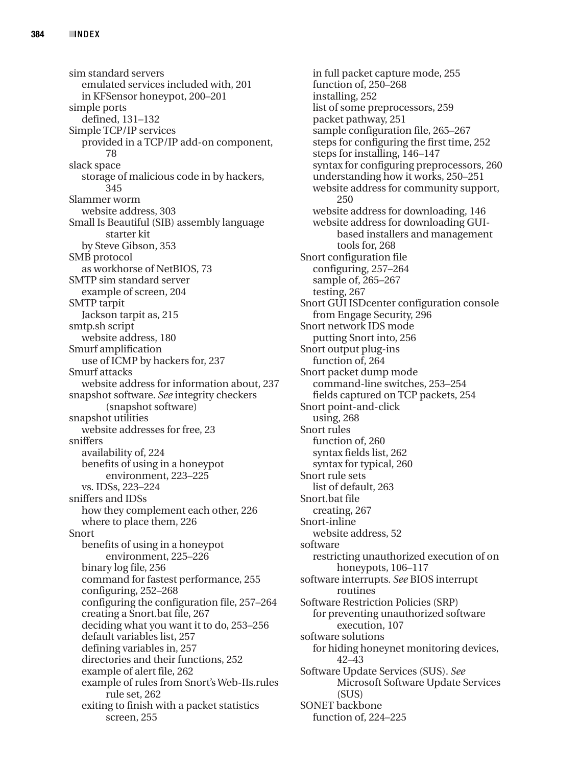sim standard servers
  emulated services included with, 201
  in KFSensor honeypot, 200–201
simple ports
  defined, 131–132
Simple TCP/IP services
  provided in a TCP/IP add-on component, 78
slack space
  storage of malicious code in by hackers, 345
Slammer worm
  website address, 303
Small Is Beautiful (SIB) assembly language starter kit
  by Steve Gibson, 353
SMB protocol
  as workhorse of NetBIOS, 73
SMTP sim standard server
  example of screen, 204
SMTP tarpit
  Jackson tarpit as, 215
smtp.sh script
  website address, 180
Smurf amplification
  use of ICMP by hackers for, 237
Smurf attacks
  website address for information about, 237
snapshot software. *See* integrity checkers (snapshot software)
snapshot utilities
  website addresses for free, 23
sniffers
  availability of, 224
  benefits of using in a honeypot environment, 223–225
  vs. IDSs, 223–224
sniffers and IDSs
  how they complement each other, 226
  where to place them, 226
Snort
  benefits of using in a honeypot environment, 225–226
  binary log file, 256
  command for fastest performance, 255
  configuring, 252–268
  configuring the configuration file, 257–264
  creating a Snort.bat file, 267
  deciding what you want it to do, 253–256
  default variables list, 257
  defining variables in, 257
  directories and their functions, 252
  example of alert file, 262
  example of rules from Snort's Web-IIs.rules rule set, 262
  exiting to finish with a packet statistics screen, 255
  in full packet capture mode, 255
  function of, 250–268
  installing, 252
  list of some preprocessors, 259
  packet pathway, 251
  sample configuration file, 265–267
  steps for configuring the first time, 252
  steps for installing, 146–147
  syntax for configuring preprocessors, 260
  understanding how it works, 250–251
  website address for community support, 250
  website address for downloading, 146
  website address for downloading GUI-based installers and management tools for, 268
Snort configuration file
  configuring, 257–264
  sample of, 265–267
  testing, 267
Snort GUI ISDcenter configuration console
  from Engage Security, 296
Snort network IDS mode
  putting Snort into, 256
Snort output plug-ins
  function of, 264
Snort packet dump mode
  command-line switches, 253–254
  fields captured on TCP packets, 254
Snort point-and-click
  using, 268
Snort rules
  function of, 260
  syntax fields list, 262
  syntax for typical, 260
Snort rule sets
  list of default, 263
Snort.bat file
  creating, 267
Snort-inline
  website address, 52
software
  restricting unauthorized execution of on honeypots, 106–117
software interrupts. *See* BIOS interrupt routines
Software Restriction Policies (SRP)
  for preventing unauthorized software execution, 107
software solutions
  for hiding honeynet monitoring devices, 42–43
Software Update Services (SUS). *See* Microsoft Software Update Services (SUS)
SONET backbone
  function of, 224–225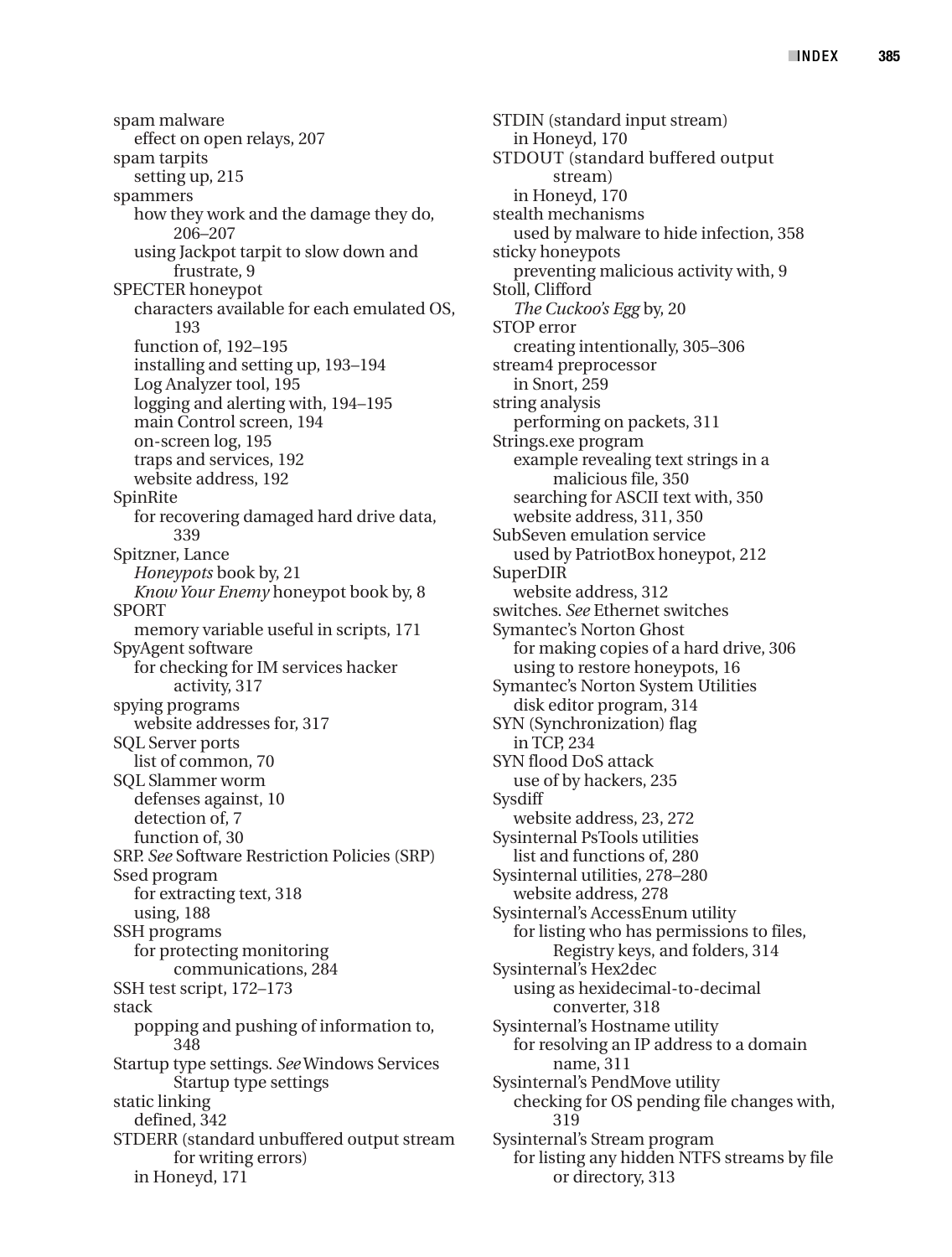spam malware
  effect on open relays, 207
spam tarpits
  setting up, 215
spammers
  how they work and the damage they do, 206–207
  using Jackpot tarpit to slow down and frustrate, 9
SPECTER honeypot
  characters available for each emulated OS, 193
  function of, 192–195
  installing and setting up, 193–194
  Log Analyzer tool, 195
  logging and alerting with, 194–195
  main Control screen, 194
  on-screen log, 195
  traps and services, 192
  website address, 192
SpinRite
  for recovering damaged hard drive data, 339
Spitzner, Lance
  *Honeypots* book by, 21
  *Know Your Enemy* honeypot book by, 8
SPORT
  memory variable useful in scripts, 171
SpyAgent software
  for checking for IM services hacker activity, 317
spying programs
  website addresses for, 317
SQL Server ports
  list of common, 70
SQL Slammer worm
  defenses against, 10
  detection of, 7
  function of, 30
SRP. *See* Software Restriction Policies (SRP)
Ssed program
  for extracting text, 318
  using, 188
SSH programs
  for protecting monitoring communications, 284
SSH test script, 172–173
stack
  popping and pushing of information to, 348
Startup type settings. *See* Windows Services Startup type settings
static linking
  defined, 342
STDERR (standard unbuffered output stream for writing errors)
  in Honeyd, 171
STDIN (standard input stream)
  in Honeyd, 170
STDOUT (standard buffered output stream)
  in Honeyd, 170
stealth mechanisms
  used by malware to hide infection, 358
sticky honeypots
  preventing malicious activity with, 9
Stoll, Clifford
  *The Cuckoo's Egg* by, 20
STOP error
  creating intentionally, 305–306
stream4 preprocessor
  in Snort, 259
string analysis
  performing on packets, 311
Strings.exe program
  example revealing text strings in a malicious file, 350
  searching for ASCII text with, 350
  website address, 311, 350
SubSeven emulation service
  used by PatriotBox honeypot, 212
SuperDIR
  website address, 312
switches. *See* Ethernet switches
Symantec's Norton Ghost
  for making copies of a hard drive, 306
  using to restore honeypots, 16
Symantec's Norton System Utilities
  disk editor program, 314
SYN (Synchronization) flag
  in TCP, 234
SYN flood DoS attack
  use of by hackers, 235
Sysdiff
  website address, 23, 272
Sysinternal PsTools utilities
  list and functions of, 280
Sysinternal utilities, 278–280
  website address, 278
Sysinternal's AccessEnum utility
  for listing who has permissions to files, Registry keys, and folders, 314
Sysinternal's Hex2dec
  using as hexidecimal-to-decimal converter, 318
Sysinternal's Hostname utility
  for resolving an IP address to a domain name, 311
Sysinternal's PendMove utility
  checking for OS pending file changes with, 319
Sysinternal's Stream program
  for listing any hidden NTFS streams by file or directory, 313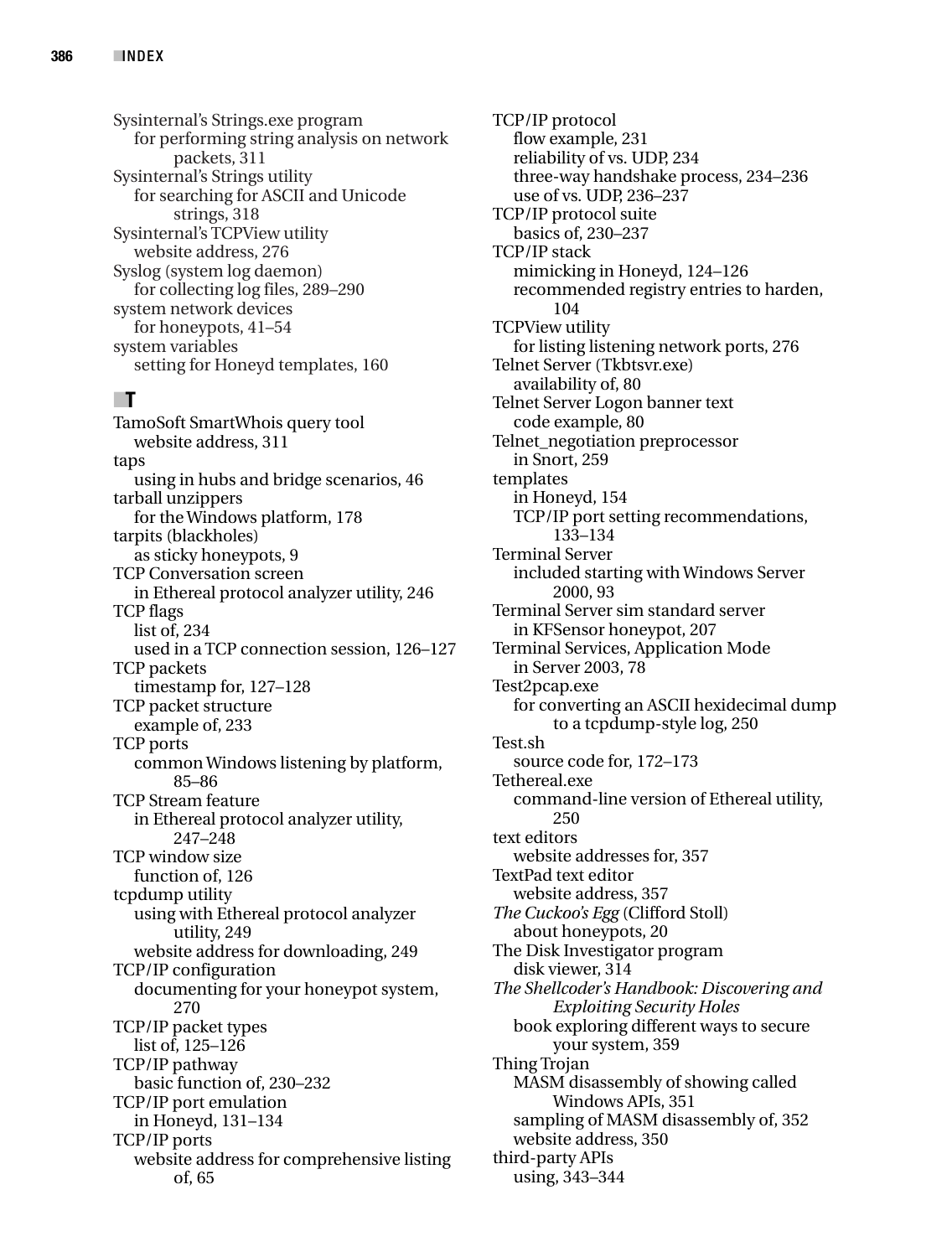Sysinternal's Strings.exe program
  for performing string analysis on network packets, 311
Sysinternal's Strings utility
  for searching for ASCII and Unicode strings, 318
Sysinternal's TCPView utility
  website address, 276
Syslog (system log daemon)
  for collecting log files, 289–290
system network devices
  for honeypots, 41–54
system variables
  setting for Honeyd templates, 160

## T

TamoSoft SmartWhois query tool
  website address, 311
taps
  using in hubs and bridge scenarios, 46
tarball unzippers
  for the Windows platform, 178
tarpits (blackholes)
  as sticky honeypots, 9
TCP Conversation screen
  in Ethereal protocol analyzer utility, 246
TCP flags
  list of, 234
  used in a TCP connection session, 126–127
TCP packets
  timestamp for, 127–128
TCP packet structure
  example of, 233
TCP ports
  common Windows listening by platform, 85–86
TCP Stream feature
  in Ethereal protocol analyzer utility, 247–248
TCP window size
  function of, 126
tcpdump utility
  using with Ethereal protocol analyzer utility, 249
  website address for downloading, 249
TCP/IP configuration
  documenting for your honeypot system, 270
TCP/IP packet types
  list of, 125–126
TCP/IP pathway
  basic function of, 230–232
TCP/IP port emulation
  in Honeyd, 131–134
TCP/IP ports
  website address for comprehensive listing of, 65
TCP/IP protocol
  flow example, 231
  reliability of vs. UDP, 234
  three-way handshake process, 234–236
  use of vs. UDP, 236–237
TCP/IP protocol suite
  basics of, 230–237
TCP/IP stack
  mimicking in Honeyd, 124–126
  recommended registry entries to harden, 104
TCPView utility
  for listing listening network ports, 276
Telnet Server (Tkbtsvr.exe)
  availability of, 80
Telnet Server Logon banner text
  code example, 80
Telnet_negotiation preprocessor
  in Snort, 259
templates
  in Honeyd, 154
  TCP/IP port setting recommendations, 133–134
Terminal Server
  included starting with Windows Server 2000, 93
Terminal Server sim standard server
  in KFSensor honeypot, 207
Terminal Services, Application Mode
  in Server 2003, 78
Test2pcap.exe
  for converting an ASCII hexidecimal dump to a tcpdump-style log, 250
Test.sh
  source code for, 172–173
Tethereal.exe
  command-line version of Ethereal utility, 250
text editors
  website addresses for, 357
TextPad text editor
  website address, 357
*The Cuckoo's Egg* (Clifford Stoll)
  about honeypots, 20
The Disk Investigator program
  disk viewer, 314
*The Shellcoder's Handbook: Discovering and Exploiting Security Holes*
  book exploring different ways to secure your system, 359
Thing Trojan
  MASM disassembly of showing called Windows APIs, 351
  sampling of MASM disassembly of, 352
  website address, 350
third-party APIs
  using, 343–344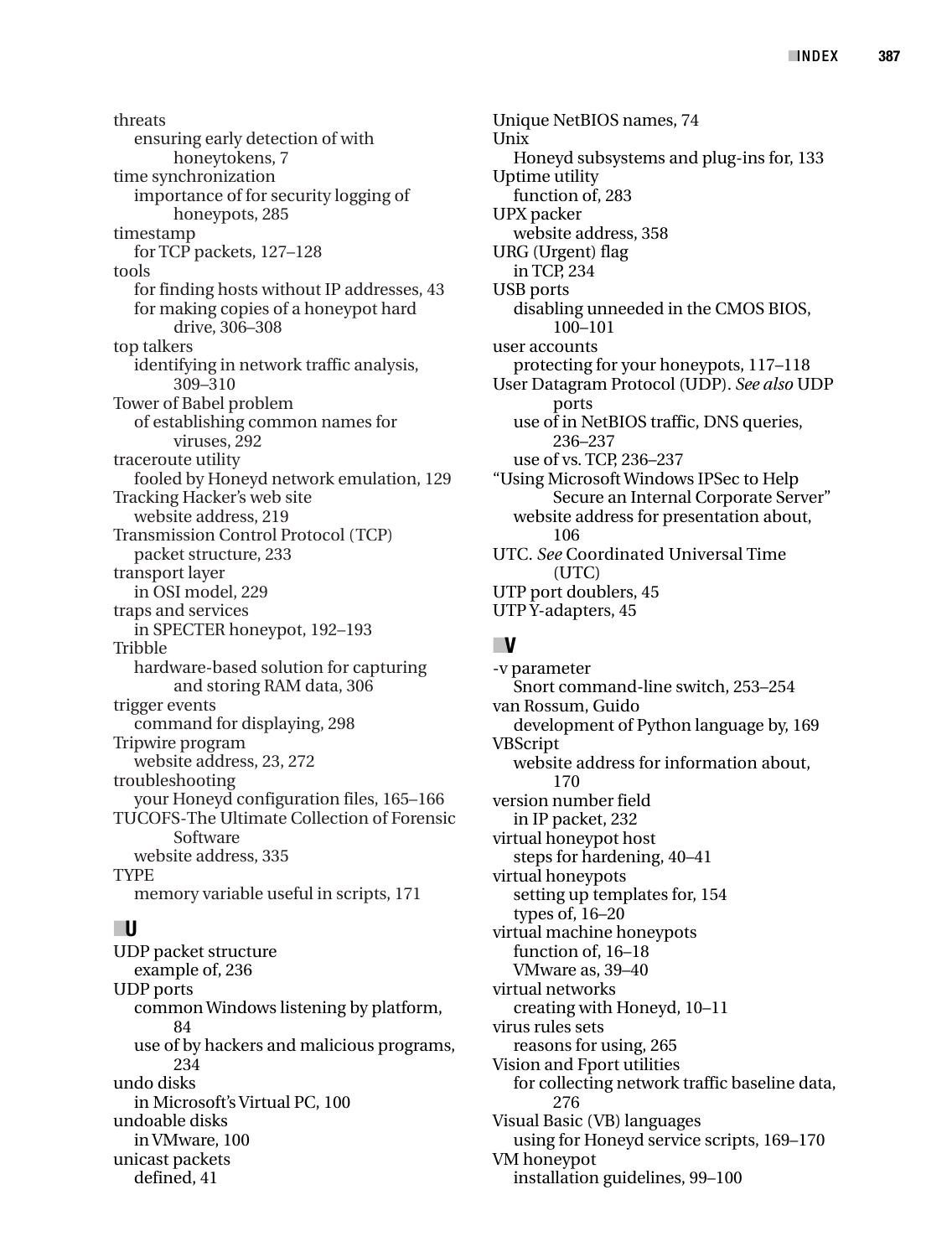threats
- ensuring early detection of with honeytokens, 7

time synchronization
- importance of for security logging of honeypots, 285

timestamp
- for TCP packets, 127–128

tools
- for finding hosts without IP addresses, 43
- for making copies of a honeypot hard drive, 306–308

top talkers
- identifying in network traffic analysis, 309–310

Tower of Babel problem
- of establishing common names for viruses, 292

traceroute utility
- fooled by Honeyd network emulation, 129

Tracking Hacker's web site
- website address, 219

Transmission Control Protocol (TCP)
- packet structure, 233

transport layer
- in OSI model, 229

traps and services
- in SPECTER honeypot, 192–193

Tribble
- hardware-based solution for capturing and storing RAM data, 306

trigger events
- command for displaying, 298

Tripwire program
- website address, 23, 272

troubleshooting
- your Honeyd configuration files, 165–166

TUCOFS-The Ultimate Collection of Forensic Software
- website address, 335

TYPE
- memory variable useful in scripts, 171

## U

UDP packet structure
- example of, 236

UDP ports
- common Windows listening by platform, 84
- use of by hackers and malicious programs, 234

undo disks
- in Microsoft's Virtual PC, 100

undoable disks
- in VMware, 100

unicast packets
- defined, 41

Unique NetBIOS names, 74

Unix
- Honeyd subsystems and plug-ins for, 133

Uptime utility
- function of, 283

UPX packer
- website address, 358

URG (Urgent) flag
- in TCP, 234

USB ports
- disabling unneeded in the CMOS BIOS, 100–101

user accounts
- protecting for your honeypots, 117–118

User Datagram Protocol (UDP). *See also* UDP ports
- use of in NetBIOS traffic, DNS queries, 236–237
- use of vs. TCP, 236–237

"Using Microsoft Windows IPSec to Help Secure an Internal Corporate Server"
- website address for presentation about, 106

UTC. *See* Coordinated Universal Time (UTC)

UTP port doublers, 45

UTP Y-adapters, 45

## V

-v parameter
- Snort command-line switch, 253–254

van Rossum, Guido
- development of Python language by, 169

VBScript
- website address for information about, 170

version number field
- in IP packet, 232

virtual honeypot host
- steps for hardening, 40–41

virtual honeypots
- setting up templates for, 154
- types of, 16–20

virtual machine honeypots
- function of, 16–18
- VMware as, 39–40

virtual networks
- creating with Honeyd, 10–11

virus rules sets
- reasons for using, 265

Vision and Fport utilities
- for collecting network traffic baseline data, 276

Visual Basic (VB) languages
- using for Honeyd service scripts, 169–170

VM honeypot
- installation guidelines, 99–100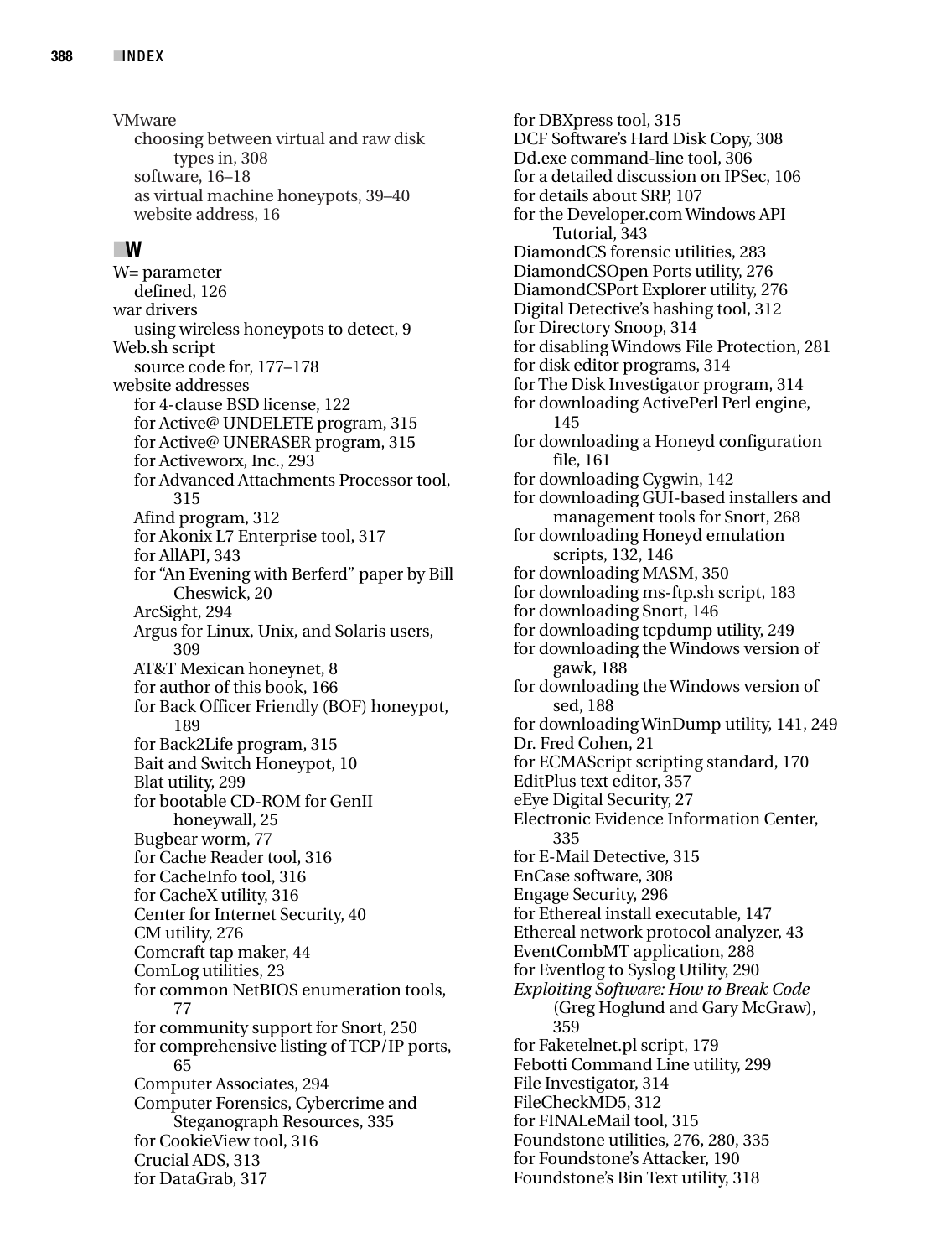VMware
- choosing between virtual and raw disk types in, 308
- software, 16–18
- as virtual machine honeypots, 39–40
- website address, 16

## W

W= parameter
- defined, 126

war drivers
- using wireless honeypots to detect, 9

Web.sh script
- source code for, 177–178

website addresses
- for 4-clause BSD license, 122
- for Active@ UNDELETE program, 315
- for Active@ UNERASER program, 315
- for Activeworx, Inc., 293
- for Advanced Attachments Processor tool, 315
- Afind program, 312
- for Akonix L7 Enterprise tool, 317
- for AllAPI, 343
- for "An Evening with Berferd" paper by Bill Cheswick, 20
- ArcSight, 294
- Argus for Linux, Unix, and Solaris users, 309
- AT&T Mexican honeynet, 8
- for author of this book, 166
- for Back Officer Friendly (BOF) honeypot, 189
- for Back2Life program, 315
- Bait and Switch Honeypot, 10
- Blat utility, 299
- for bootable CD-ROM for GenII honeywall, 25
- Bugbear worm, 77
- for Cache Reader tool, 316
- for CacheInfo tool, 316
- for CacheX utility, 316
- Center for Internet Security, 40
- CM utility, 276
- Comcraft tap maker, 44
- ComLog utilities, 23
- for common NetBIOS enumeration tools, 77
- for community support for Snort, 250
- for comprehensive listing of TCP/IP ports, 65
- Computer Associates, 294
- Computer Forensics, Cybercrime and Steganograph Resources, 335
- for CookieView tool, 316
- Crucial ADS, 313
- for DataGrab, 317
- for DBXpress tool, 315
- DCF Software's Hard Disk Copy, 308
- Dd.exe command-line tool, 306
- for a detailed discussion on IPSec, 106
- for details about SRP, 107
- for the Developer.com Windows API Tutorial, 343
- DiamondCS forensic utilities, 283
- DiamondCSOpen Ports utility, 276
- DiamondCSPort Explorer utility, 276
- Digital Detective's hashing tool, 312
- for Directory Snoop, 314
- for disabling Windows File Protection, 281
- for disk editor programs, 314
- for The Disk Investigator program, 314
- for downloading ActivePerl Perl engine, 145
- for downloading a Honeyd configuration file, 161
- for downloading Cygwin, 142
- for downloading GUI-based installers and management tools for Snort, 268
- for downloading Honeyd emulation scripts, 132, 146
- for downloading MASM, 350
- for downloading ms-ftp.sh script, 183
- for downloading Snort, 146
- for downloading tcpdump utility, 249
- for downloading the Windows version of gawk, 188
- for downloading the Windows version of sed, 188
- for downloading WinDump utility, 141, 249
- Dr. Fred Cohen, 21
- for ECMAScript scripting standard, 170
- EditPlus text editor, 357
- eEye Digital Security, 27
- Electronic Evidence Information Center, 335
- for E-Mail Detective, 315
- EnCase software, 308
- Engage Security, 296
- for Ethereal install executable, 147
- Ethereal network protocol analyzer, 43
- EventCombMT application, 288
- for Eventlog to Syslog Utility, 290
- *Exploiting Software: How to Break Code* (Greg Hoglund and Gary McGraw), 359
- for Faketelnet.pl script, 179
- Febotti Command Line utility, 299
- File Investigator, 314
- FileCheckMD5, 312
- for FINALeMail tool, 315
- Foundstone utilities, 276, 280, 335
- for Foundstone's Attacker, 190
- Foundstone's Bin Text utility, 318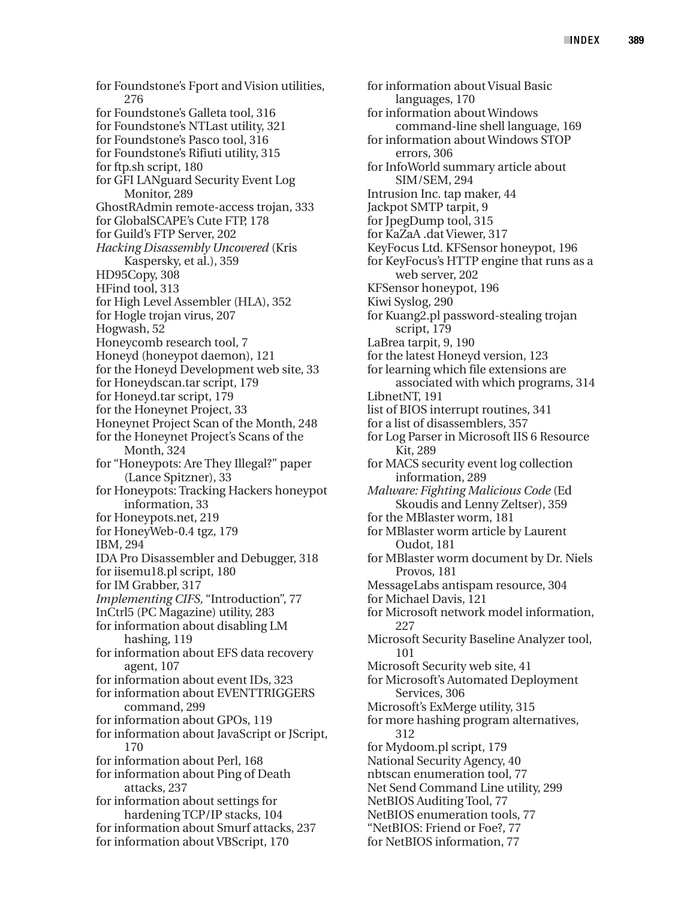for Foundstone's Fport and Vision utilities, 276
for Foundstone's Galleta tool, 316
for Foundstone's NTLast utility, 321
for Foundstone's Pasco tool, 316
for Foundstone's Rifiuti utility, 315
for ftp.sh script, 180
for GFI LANguard Security Event Log Monitor, 289
GhostRAdmin remote-access trojan, 333
for GlobalSCAPE's Cute FTP, 178
for Guild's FTP Server, 202
*Hacking Disassembly Uncovered* (Kris Kaspersky, et al.), 359
HD95Copy, 308
HFind tool, 313
for High Level Assembler (HLA), 352
for Hogle trojan virus, 207
Hogwash, 52
Honeycomb research tool, 7
Honeyd (honeypot daemon), 121
for the Honeyd Development web site, 33
for Honeydscan.tar script, 179
for Honeyd.tar script, 179
for the Honeynet Project, 33
Honeynet Project Scan of the Month, 248
for the Honeynet Project's Scans of the Month, 324
for "Honeypots: Are They Illegal?" paper (Lance Spitzner), 33
for Honeypots: Tracking Hackers honeypot information, 33
for Honeypots.net, 219
for HoneyWeb-0.4 tgz, 179
IBM, 294
IDA Pro Disassembler and Debugger, 318
for iisemu18.pl script, 180
for IM Grabber, 317
*Implementing CIFS*, "Introduction", 77
InCtrl5 (PC Magazine) utility, 283
for information about disabling LM hashing, 119
for information about EFS data recovery agent, 107
for information about event IDs, 323
for information about EVENTTRIGGERS command, 299
for information about GPOs, 119
for information about JavaScript or JScript, 170
for information about Perl, 168
for information about Ping of Death attacks, 237
for information about settings for hardening TCP/IP stacks, 104
for information about Smurf attacks, 237
for information about VBScript, 170
for information about Visual Basic languages, 170
for information about Windows command-line shell language, 169
for information about Windows STOP errors, 306
for InfoWorld summary article about SIM/SEM, 294
Intrusion Inc. tap maker, 44
Jackpot SMTP tarpit, 9
for JpegDump tool, 315
for KaZaA .dat Viewer, 317
KeyFocus Ltd. KFSensor honeypot, 196
for KeyFocus's HTTP engine that runs as a web server, 202
KFSensor honeypot, 196
Kiwi Syslog, 290
for Kuang2.pl password-stealing trojan script, 179
LaBrea tarpit, 9, 190
for the latest Honeyd version, 123
for learning which file extensions are associated with which programs, 314
LibnetNT, 191
list of BIOS interrupt routines, 341
for a list of disassemblers, 357
for Log Parser in Microsoft IIS 6 Resource Kit, 289
for MACS security event log collection information, 289
*Malware: Fighting Malicious Code* (Ed Skoudis and Lenny Zeltser), 359
for the MBlaster worm, 181
for MBlaster worm article by Laurent Oudot, 181
for MBlaster worm document by Dr. Niels Provos, 181
MessageLabs antispam resource, 304
for Michael Davis, 121
for Microsoft network model information, 227
Microsoft Security Baseline Analyzer tool, 101
Microsoft Security web site, 41
for Microsoft's Automated Deployment Services, 306
Microsoft's ExMerge utility, 315
for more hashing program alternatives, 312
for Mydoom.pl script, 179
National Security Agency, 40
nbtscan enumeration tool, 77
Net Send Command Line utility, 299
NetBIOS Auditing Tool, 77
NetBIOS enumeration tools, 77
"NetBIOS: Friend or Foe?, 77
for NetBIOS information, 77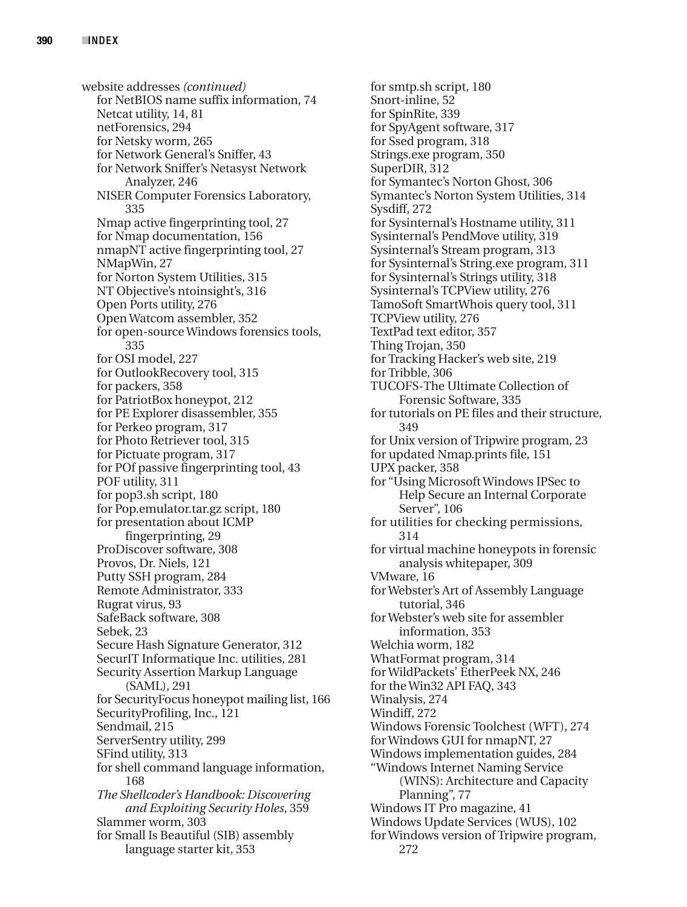website addresses *(continued)*
- for NetBIOS name suffix information, 74
- Netcat utility, 14, 81
- netForensics, 294
- for Netsky worm, 265
- for Network General's Sniffer, 43
- for Network Sniffer's Netasyst Network Analyzer, 246
- NISER Computer Forensics Laboratory, 335
- Nmap active fingerprinting tool, 27
- for Nmap documentation, 156
- nmapNT active fingerprinting tool, 27
- NMapWin, 27
- for Norton System Utilities, 315
- NT Objective's ntoinsight's, 316
- Open Ports utility, 276
- Open Watcom assembler, 352
- for open-source Windows forensics tools, 335
- for OSI model, 227
- for OutlookRecovery tool, 315
- for packers, 358
- for PatriotBox honeypot, 212
- for PE Explorer disassembler, 355
- for Perkeo program, 317
- for Photo Retriever tool, 315
- for Pictuate program, 317
- for POf passive fingerprinting tool, 43
- POF utility, 311
- for pop3.sh script, 180
- for Pop.emulator.tar.gz script, 180
- for presentation about ICMP fingerprinting, 29
- ProDiscover software, 308
- Provos, Dr. Niels, 121
- Putty SSH program, 284
- Remote Administrator, 333
- Rugrat virus, 93
- SafeBack software, 308
- Sebek, 23
- Secure Hash Signature Generator, 312
- SecurIT Informatique Inc. utilities, 281
- Security Assertion Markup Language (SAML), 291
- for SecurityFocus honeypot mailing list, 166
- SecurityProfiling, Inc., 121
- Sendmail, 215
- ServerSentry utility, 299
- SFind utility, 313
- for shell command language information, 168
- *The Shellcoder's Handbook: Discovering and Exploiting Security Holes*, 359
- Slammer worm, 303
- for Small Is Beautiful (SIB) assembly language starter kit, 353
- for smtp.sh script, 180
- Snort-inline, 52
- for SpinRite, 339
- for SpyAgent software, 317
- for Ssed program, 318
- Strings.exe program, 350
- SuperDIR, 312
- for Symantec's Norton Ghost, 306
- Symantec's Norton System Utilities, 314
- Sysdiff, 272
- for Sysinternal's Hostname utility, 311
- Sysinternal's PendMove utility, 319
- Sysinternal's Stream program, 313
- for Sysinternal's String.exe program, 311
- for Sysinternal's Strings utility, 318
- Sysinternal's TCPView utility, 276
- TamoSoft SmartWhois query tool, 311
- TCPView utility, 276
- TextPad text editor, 357
- Thing Trojan, 350
- for Tracking Hacker's web site, 219
- for Tribble, 306
- TUCOFS-The Ultimate Collection of Forensic Software, 335
- for tutorials on PE files and their structure, 349
- for Unix version of Tripwire program, 23
- for updated Nmap.prints file, 151
- UPX packer, 358
- for "Using Microsoft Windows IPSec to Help Secure an Internal Corporate Server", 106
- for utilities for checking permissions, 314
- for virtual machine honeypots in forensic analysis whitepaper, 309
- VMware, 16
- for Webster's Art of Assembly Language tutorial, 346
- for Webster's web site for assembler information, 353
- Welchia worm, 182
- WhatFormat program, 314
- for WildPackets' EtherPeek NX, 246
- for the Win32 API FAQ, 343
- Winalysis, 274
- Windiff, 272
- Windows Forensic Toolchest (WFT), 274
- for Windows GUI for nmapNT, 27
- Windows implementation guides, 284
- "Windows Internet Naming Service (WINS): Architecture and Capacity Planning", 77
- Windows IT Pro magazine, 41
- Windows Update Services (WUS), 102
- for Windows version of Tripwire program, 272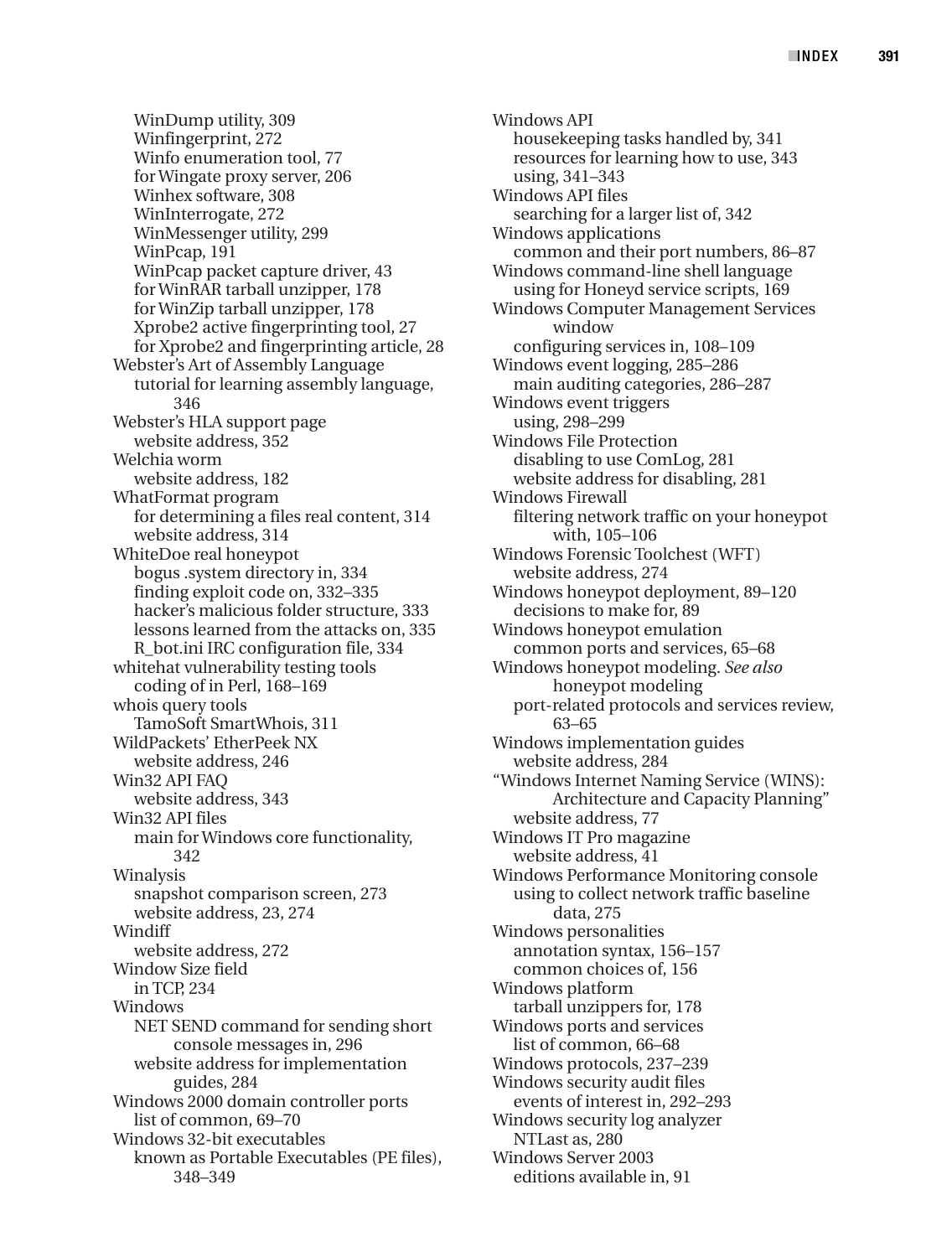WinDump utility, 309
    Winfingerprint, 272
    Winfo enumeration tool, 77
    for Wingate proxy server, 206
    Winhex software, 308
    WinInterrogate, 272
    WinMessenger utility, 299
    WinPcap, 191
    WinPcap packet capture driver, 43
    for WinRAR tarball unzipper, 178
    for WinZip tarball unzipper, 178
    Xprobe2 active fingerprinting tool, 27
    for Xprobe2 and fingerprinting article, 28

Webster's Art of Assembly Language
    tutorial for learning assembly language, 346

Webster's HLA support page
    website address, 352

Welchia worm
    website address, 182

WhatFormat program
    for determining a files real content, 314
    website address, 314

WhiteDoe real honeypot
    bogus .system directory in, 334
    finding exploit code on, 332–335
    hacker's malicious folder structure, 333
    lessons learned from the attacks on, 335
    R_bot.ini IRC configuration file, 334

whitehat vulnerability testing tools
    coding of in Perl, 168–169

whois query tools
    TamoSoft SmartWhois, 311

WildPackets' EtherPeek NX
    website address, 246

Win32 API FAQ
    website address, 343

Win32 API files
    main for Windows core functionality, 342

Winalysis
    snapshot comparison screen, 273
    website address, 23, 274

Windiff
    website address, 272

Window Size field
    in TCP, 234

Windows
    NET SEND command for sending short console messages in, 296
    website address for implementation guides, 284

Windows 2000 domain controller ports
    list of common, 69–70

Windows 32-bit executables
    known as Portable Executables (PE files), 348–349

Windows API
    housekeeping tasks handled by, 341
    resources for learning how to use, 343
    using, 341–343

Windows API files
    searching for a larger list of, 342

Windows applications
    common and their port numbers, 86–87

Windows command-line shell language
    using for Honeyd service scripts, 169

Windows Computer Management Services window
    configuring services in, 108–109

Windows event logging, 285–286
    main auditing categories, 286–287

Windows event triggers
    using, 298–299

Windows File Protection
    disabling to use ComLog, 281
    website address for disabling, 281

Windows Firewall
    filtering network traffic on your honeypot with, 105–106

Windows Forensic Toolchest (WFT)
    website address, 274

Windows honeypot deployment, 89–120
    decisions to make for, 89

Windows honeypot emulation
    common ports and services, 65–68

Windows honeypot modeling. *See also* honeypot modeling
    port-related protocols and services review, 63–65

Windows implementation guides
    website address, 284

"Windows Internet Naming Service (WINS): Architecture and Capacity Planning"
    website address, 77

Windows IT Pro magazine
    website address, 41

Windows Performance Monitoring console
    using to collect network traffic baseline data, 275

Windows personalities
    annotation syntax, 156–157
    common choices of, 156

Windows platform
    tarball unzippers for, 178

Windows ports and services
    list of common, 66–68

Windows protocols, 237–239

Windows security audit files
    events of interest in, 292–293

Windows security log analyzer
    NTLast as, 280

Windows Server 2003
    editions available in, 91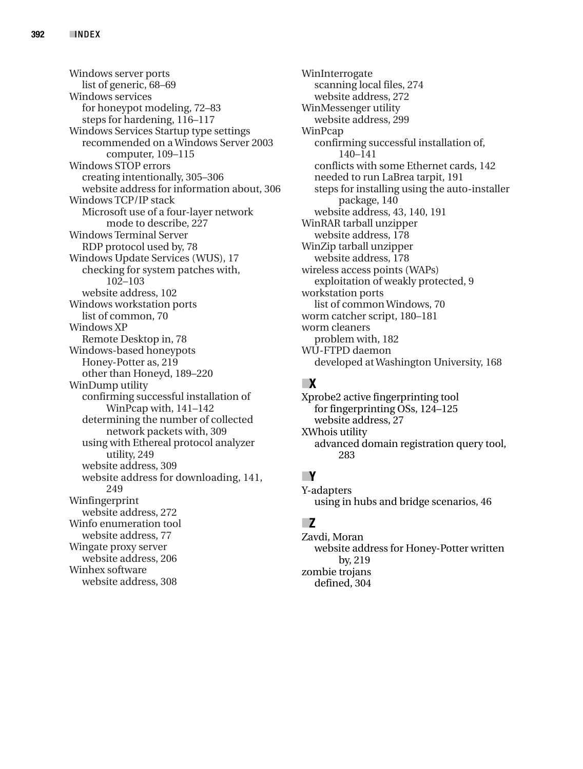Windows server ports
  list of generic, 68–69
Windows services
  for honeypot modeling, 72–83
  steps for hardening, 116–117
Windows Services Startup type settings
  recommended on a Windows Server 2003 computer, 109–115
Windows STOP errors
  creating intentionally, 305–306
  website address for information about, 306
Windows TCP/IP stack
  Microsoft use of a four-layer network mode to describe, 227
Windows Terminal Server
  RDP protocol used by, 78
Windows Update Services (WUS), 17
  checking for system patches with, 102–103
  website address, 102
Windows workstation ports
  list of common, 70
Windows XP
  Remote Desktop in, 78
Windows-based honeypots
  Honey-Potter as, 219
  other than Honeyd, 189–220
WinDump utility
  confirming successful installation of WinPcap with, 141–142
  determining the number of collected network packets with, 309
  using with Ethereal protocol analyzer utility, 249
  website address, 309
  website address for downloading, 141, 249
Winfingerprint
  website address, 272
Winfo enumeration tool
  website address, 77
Wingate proxy server
  website address, 206
Winhex software
  website address, 308
WinInterrogate
  scanning local files, 274
  website address, 272
WinMessenger utility
  website address, 299
WinPcap
  confirming successful installation of, 140–141
  conflicts with some Ethernet cards, 142
  needed to run LaBrea tarpit, 191
  steps for installing using the auto-installer package, 140
  website address, 43, 140, 191
WinRAR tarball unzipper
  website address, 178
WinZip tarball unzipper
  website address, 178
wireless access points (WAPs)
  exploitation of weakly protected, 9
workstation ports
  list of common Windows, 70
worm catcher script, 180–181
worm cleaners
  problem with, 182
WU-FTPD daemon
  developed at Washington University, 168

## X

Xprobe2 active fingerprinting tool
  for fingerprinting OSs, 124–125
  website address, 27
XWhois utility
  advanced domain registration query tool, 283

## Y

Y-adapters
  using in hubs and bridge scenarios, 46

## Z

Zavdi, Moran
  website address for Honey-Potter written by, 219
zombie trojans
  defined, 304